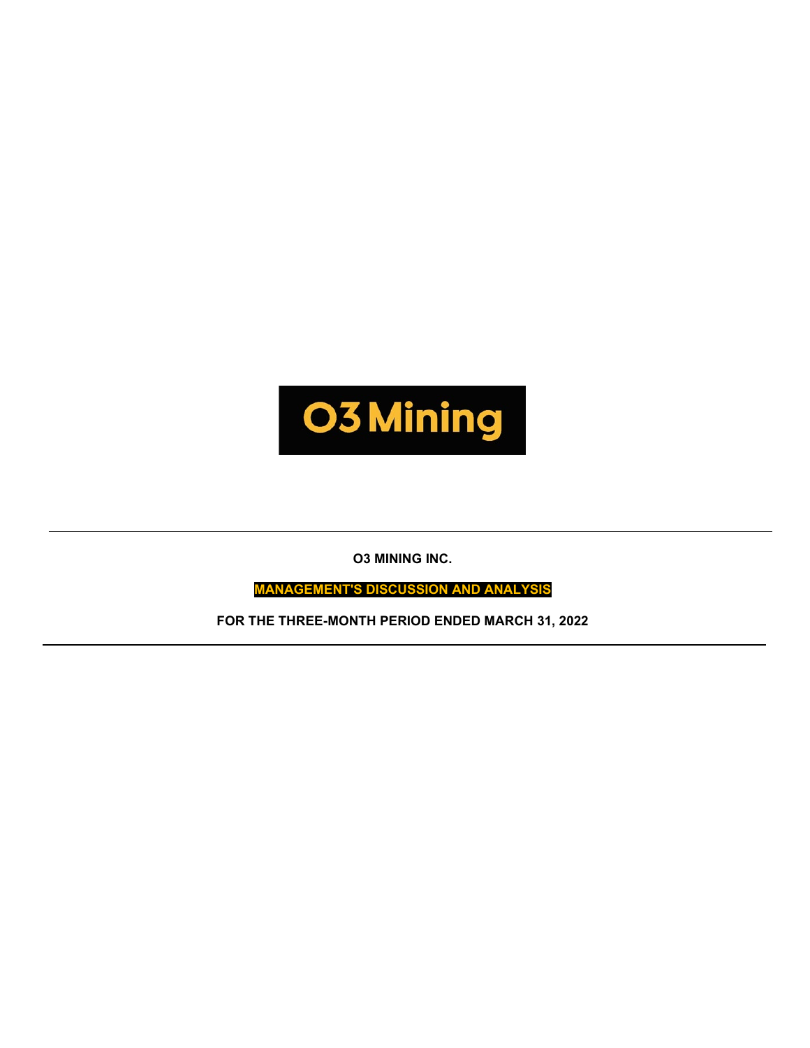O3 Mining

**O3 MINING INC.**

**MANAGEMENT'S DISCUSSION AND ANALYSIS**

**FOR THE THREE-MONTH PERIOD ENDED MARCH 31, 2022**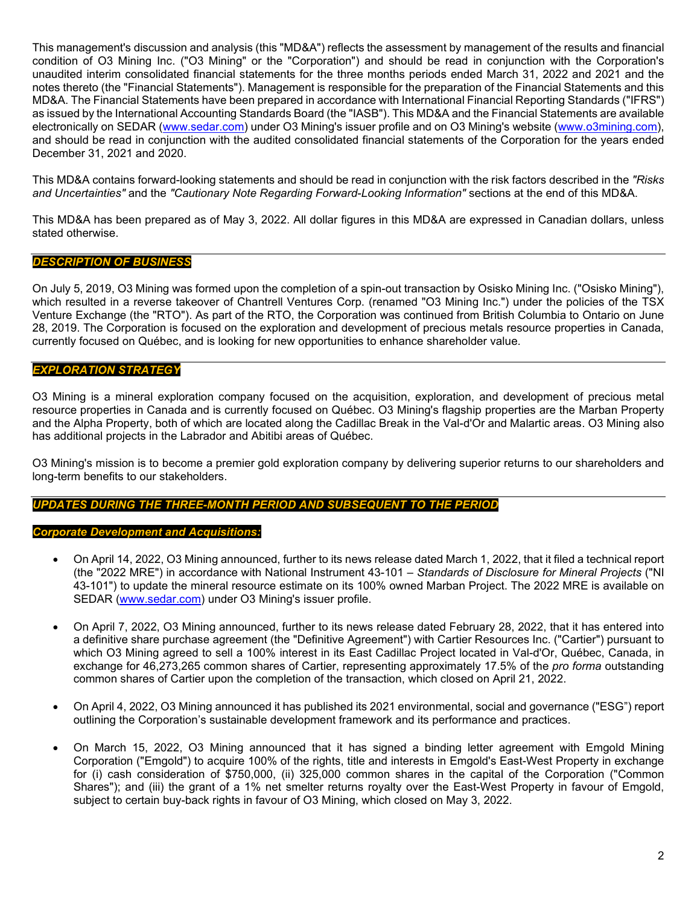This management's discussion and analysis (this "MD&A") reflects the assessment by management of the results and financial condition of O3 Mining Inc. ("O3 Mining" or the "Corporation") and should be read in conjunction with the Corporation's unaudited interim consolidated financial statements for the three months periods ended March 31, 2022 and 2021 and the notes thereto (the "Financial Statements"). Management is responsible for the preparation of the Financial Statements and this MD&A. The Financial Statements have been prepared in accordance with International Financial Reporting Standards ("IFRS") as issued by the International Accounting Standards Board (the "IASB"). This MD&A and the Financial Statements are available electronically on SEDAR (www.sedar.com) under O3 Mining's issuer profile and on O3 Mining's website (www.o3mining.com), and should be read in conjunction with the audited consolidated financial statements of the Corporation for the years ended December 31, 2021 and 2020.

This MD&A contains forward-looking statements and should be read in conjunction with the risk factors described in the *"Risks and Uncertainties"* and the *"Cautionary Note Regarding Forward-Looking Information"* sections at the end of this MD&A.

This MD&A has been prepared as of May 3, 2022. All dollar figures in this MD&A are expressed in Canadian dollars, unless stated otherwise.

## *DESCRIPTION OF BUSINESS*

On July 5, 2019, O3 Mining was formed upon the completion of a spin-out transaction by Osisko Mining Inc. ("Osisko Mining"), which resulted in a reverse takeover of Chantrell Ventures Corp. (renamed "O3 Mining Inc.") under the policies of the TSX Venture Exchange (the "RTO"). As part of the RTO, the Corporation was continued from British Columbia to Ontario on June 28, 2019. The Corporation is focused on the exploration and development of precious metals resource properties in Canada, currently focused on Québec, and is looking for new opportunities to enhance shareholder value.

## *EXPLORATION STRATEGY*

O3 Mining is a mineral exploration company focused on the acquisition, exploration, and development of precious metal resource properties in Canada and is currently focused on Québec. O3 Mining's flagship properties are the Marban Property and the Alpha Property, both of which are located along the Cadillac Break in the Val-d'Or and Malartic areas. O3 Mining also has additional projects in the Labrador and Abitibi areas of Québec.

O3 Mining's mission is to become a premier gold exploration company by delivering superior returns to our shareholders and long-term benefits to our stakeholders.

## *UPDATES DURING THE THREE-MONTH PERIOD AND SUBSEQUENT TO THE PERIOD*

### *Corporate Development and Acquisitions:*

- On April 14, 2022, O3 Mining announced, further to its news release dated March 1, 2022, that it filed a technical report (the "2022 MRE") in accordance with National Instrument 43-101 – *Standards of Disclosure for Mineral Projects* ("NI 43-101") to update the mineral resource estimate on its 100% owned Marban Project. The 2022 MRE is available on SEDAR (www.sedar.com) under O3 Mining's issuer profile.

- On April 7, 2022, O3 Mining announced, further to its news release dated February 28, 2022, that it has entered into a definitive share purchase agreement (the "Definitive Agreement") with Cartier Resources Inc. ("Cartier") pursuant to which O3 Mining agreed to sell a 100% interest in its East Cadillac Project located in Val-d'Or, Québec, Canada, in exchange for 46,273,265 common shares of Cartier, representing approximately 17.5% of the *pro forma* outstanding common shares of Cartier upon the completion of the transaction, which closed on April 21, 2022.

- On April 4, 2022, O3 Mining announced it has published its 2021 environmental, social and governance ("ESG") report outlining the Corporation's sustainable development framework and its performance and practices.

- On March 15, 2022, O3 Mining announced that it has signed a binding letter agreement with Emgold Mining Corporation ("Emgold") to acquire 100% of the rights, title and interests in Emgold's East-West Property in exchange for (i) cash consideration of $750,000, (ii) 325,000 common shares in the capital of the Corporation ("Common Shares"); and (iii) the grant of a 1% net smelter returns royalty over the East-West Property in favour of Emgold, subject to certain buy-back rights in favour of O3 Mining, which closed on May 3, 2022.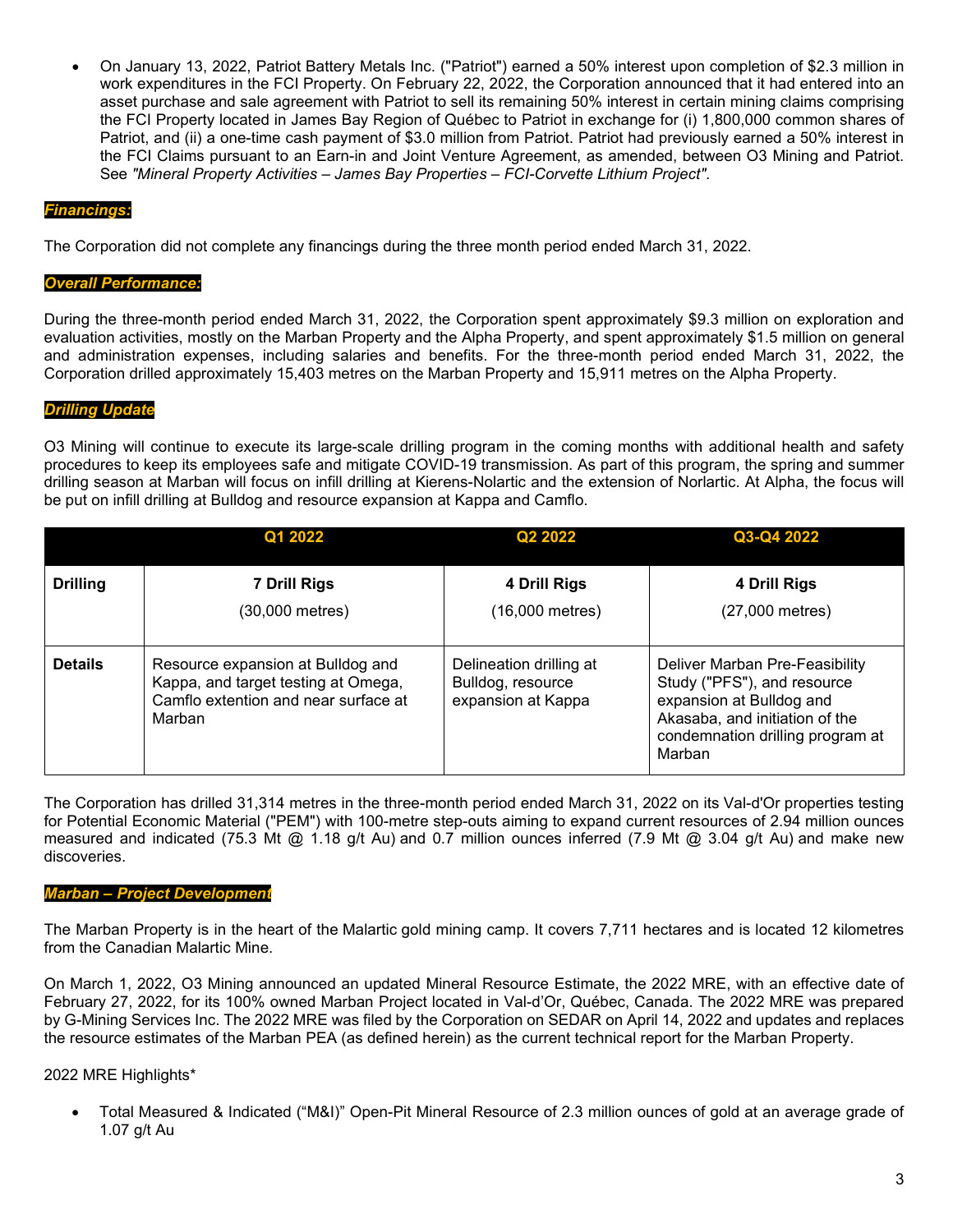- On January 13, 2022, Patriot Battery Metals Inc. ("Patriot") earned a 50% interest upon completion of $2.3 million in work expenditures in the FCI Property. On February 22, 2022, the Corporation announced that it had entered into an asset purchase and sale agreement with Patriot to sell its remaining 50% interest in certain mining claims comprising the FCI Property located in James Bay Region of Québec to Patriot in exchange for (i) 1,800,000 common shares of Patriot, and (ii) a one-time cash payment of $3.0 million from Patriot. Patriot had previously earned a 50% interest in the FCI Claims pursuant to an Earn-in and Joint Venture Agreement, as amended, between O3 Mining and Patriot. See *"Mineral Property Activities – James Bay Properties – FCI-Corvette Lithium Project"*.

***Financings:***

The Corporation did not complete any financings during the three month period ended March 31, 2022.

***Overall Performance:***

During the three-month period ended March 31, 2022, the Corporation spent approximately $9.3 million on exploration and evaluation activities, mostly on the Marban Property and the Alpha Property, and spent approximately $1.5 million on general and administration expenses, including salaries and benefits. For the three-month period ended March 31, 2022, the Corporation drilled approximately 15,403 metres on the Marban Property and 15,911 metres on the Alpha Property.

***Drilling Update***

O3 Mining will continue to execute its large-scale drilling program in the coming months with additional health and safety procedures to keep its employees safe and mitigate COVID-19 transmission. As part of this program, the spring and summer drilling season at Marban will focus on infill drilling at Kierens-Nolartic and the extension of Norlartic. At Alpha, the focus will be put on infill drilling at Bulldog and resource expansion at Kappa and Camflo.

| | Q1 2022 | Q2 2022 | Q3-Q4 2022 |
|---|---|---|---|
| **Drilling** | **7 Drill Rigs**<br>(30,000 metres) | **4 Drill Rigs**<br>(16,000 metres) | **4 Drill Rigs**<br>(27,000 metres) |
| **Details** | Resource expansion at Bulldog and Kappa, and target testing at Omega, Camflo extention and near surface at Marban | Delineation drilling at Bulldog, resource expansion at Kappa | Deliver Marban Pre-Feasibility Study ("PFS"), and resource expansion at Bulldog and Akasaba, and initiation of the condemnation drilling program at Marban |

The Corporation has drilled 31,314 metres in the three-month period ended March 31, 2022 on its Val-d'Or properties testing for Potential Economic Material ("PEM") with 100-metre step-outs aiming to expand current resources of 2.94 million ounces measured and indicated (75.3 Mt @ 1.18 g/t Au) and 0.7 million ounces inferred (7.9 Mt @ 3.04 g/t Au) and make new discoveries.

***Marban – Project Development***

The Marban Property is in the heart of the Malartic gold mining camp. It covers 7,711 hectares and is located 12 kilometres from the Canadian Malartic Mine.

On March 1, 2022, O3 Mining announced an updated Mineral Resource Estimate, the 2022 MRE, with an effective date of February 27, 2022, for its 100% owned Marban Project located in Val-d'Or, Québec, Canada. The 2022 MRE was prepared by G-Mining Services Inc. The 2022 MRE was filed by the Corporation on SEDAR on April 14, 2022 and updates and replaces the resource estimates of the Marban PEA (as defined herein) as the current technical report for the Marban Property.

2022 MRE Highlights*

- Total Measured & Indicated ("M&I") Open-Pit Mineral Resource of 2.3 million ounces of gold at an average grade of 1.07 g/t Au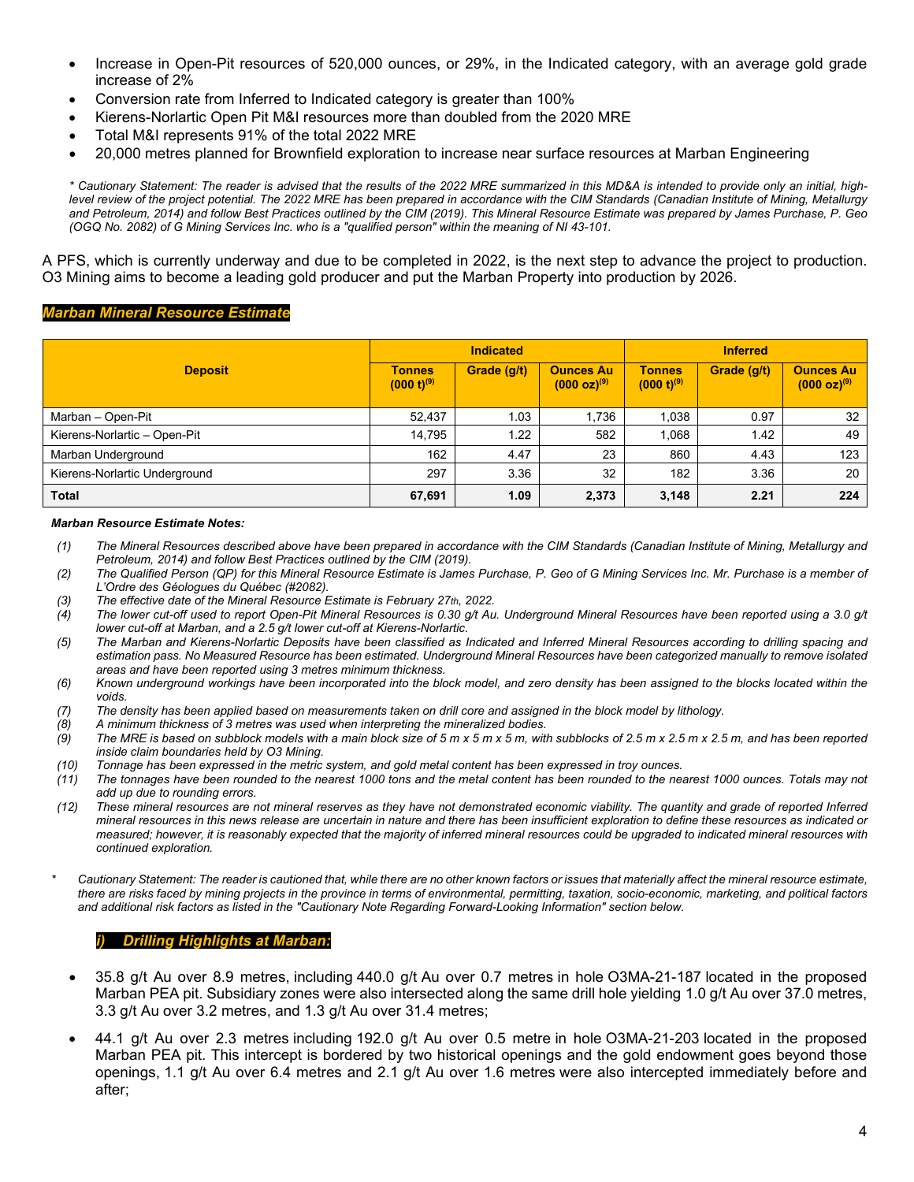- Increase in Open-Pit resources of 520,000 ounces, or 29%, in the Indicated category, with an average gold grade increase of 2%
- Conversion rate from Inferred to Indicated category is greater than 100%
- Kierens-Norlartic Open Pit M&I resources more than doubled from the 2020 MRE
- Total M&I represents 91% of the total 2022 MRE
- 20,000 metres planned for Brownfield exploration to increase near surface resources at Marban Engineering

*\* Cautionary Statement: The reader is advised that the results of the 2022 MRE summarized in this MD&A is intended to provide only an initial, high-level review of the project potential. The 2022 MRE has been prepared in accordance with the CIM Standards (Canadian Institute of Mining, Metallurgy and Petroleum, 2014) and follow Best Practices outlined by the CIM (2019). This Mineral Resource Estimate was prepared by James Purchase, P. Geo (OGQ No. 2082) of G Mining Services Inc. who is a "qualified person" within the meaning of NI 43-101.*

A PFS, which is currently underway and due to be completed in 2022, is the next step to advance the project to production. O3 Mining aims to become a leading gold producer and put the Marban Property into production by 2026.

### *Marban Mineral Resource Estimate*

| Deposit | Indicated | | | Inferred | | |
|---|---|---|---|---|---|---|
| | Tonnes (000 t)[9] | Grade (g/t) | Ounces Au (000 oz)[9] | Tonnes (000 t)[9] | Grade (g/t) | Ounces Au (000 oz)[9] |
| Marban – Open-Pit | 52,437 | 1.03 | 1,736 | 1,038 | 0.97 | 32 |
| Kierens-Norlartic – Open-Pit | 14,795 | 1.22 | 582 | 1,068 | 1.42 | 49 |
| Marban Underground | 162 | 4.47 | 23 | 860 | 4.43 | 123 |
| Kierens-Norlartic Underground | 297 | 3.36 | 32 | 182 | 3.36 | 20 |
| **Total** | **67,691** | **1.09** | **2,373** | **3,148** | **2.21** | **224** |

***Marban Resource Estimate Notes:***

1. *The Mineral Resources described above have been prepared in accordance with the CIM Standards (Canadian Institute of Mining, Metallurgy and Petroleum, 2014) and follow Best Practices outlined by the CIM (2019).*
2. *The Qualified Person (QP) for this Mineral Resource Estimate is James Purchase, P. Geo of G Mining Services Inc. Mr. Purchase is a member of L'Ordre des Géologues du Québec (#2082).*
3. *The effective date of the Mineral Resource Estimate is February 27th, 2022.*
4. *The lower cut-off used to report Open-Pit Mineral Resources is 0.30 g/t Au. Underground Mineral Resources have been reported using a 3.0 g/t lower cut-off at Marban, and a 2.5 g/t lower cut-off at Kierens-Norlartic.*
5. *The Marban and Kierens-Norlartic Deposits have been classified as Indicated and Inferred Mineral Resources according to drilling spacing and estimation pass. No Measured Resource has been estimated. Underground Mineral Resources have been categorized manually to remove isolated areas and have been reported using 3 metres minimum thickness.*
6. *Known underground workings have been incorporated into the block model, and zero density has been assigned to the blocks located within the voids.*
7. *The density has been applied based on measurements taken on drill core and assigned in the block model by lithology.*
8. *A minimum thickness of 3 metres was used when interpreting the mineralized bodies.*
9. *The MRE is based on subblock models with a main block size of 5 m x 5 m x 5 m, with subblocks of 2.5 m x 2.5 m x 2.5 m, and has been reported inside claim boundaries held by O3 Mining.*
10. *Tonnage has been expressed in the metric system, and gold metal content has been expressed in troy ounces.*
11. *The tonnages have been rounded to the nearest 1000 tons and the metal content has been rounded to the nearest 1000 ounces. Totals may not add up due to rounding errors.*
12. *These mineral resources are not mineral reserves as they have not demonstrated economic viability. The quantity and grade of reported Inferred mineral resources in this news release are uncertain in nature and there has been insufficient exploration to define these resources as indicated or measured; however, it is reasonably expected that the majority of inferred mineral resources could be upgraded to indicated mineral resources with continued exploration.*

\* *Cautionary Statement: The reader is cautioned that, while there are no other known factors or issues that materially affect the mineral resource estimate, there are risks faced by mining projects in the province in terms of environmental, permitting, taxation, socio-economic, marketing, and political factors and additional risk factors as listed in the "Cautionary Note Regarding Forward-Looking Information" section below.*

### *i) Drilling Highlights at Marban:*

- 35.8 g/t Au over 8.9 metres, including 440.0 g/t Au over 0.7 metres in hole O3MA-21-187 located in the proposed Marban PEA pit. Subsidiary zones were also intersected along the same drill hole yielding 1.0 g/t Au over 37.0 metres, 3.3 g/t Au over 3.2 metres, and 1.3 g/t Au over 31.4 metres;
- 44.1 g/t Au over 2.3 metres including 192.0 g/t Au over 0.5 metre in hole O3MA-21-203 located in the proposed Marban PEA pit. This intercept is bordered by two historical openings and the gold endowment goes beyond those openings, 1.1 g/t Au over 6.4 metres and 2.1 g/t Au over 1.6 metres were also intercepted immediately before and after;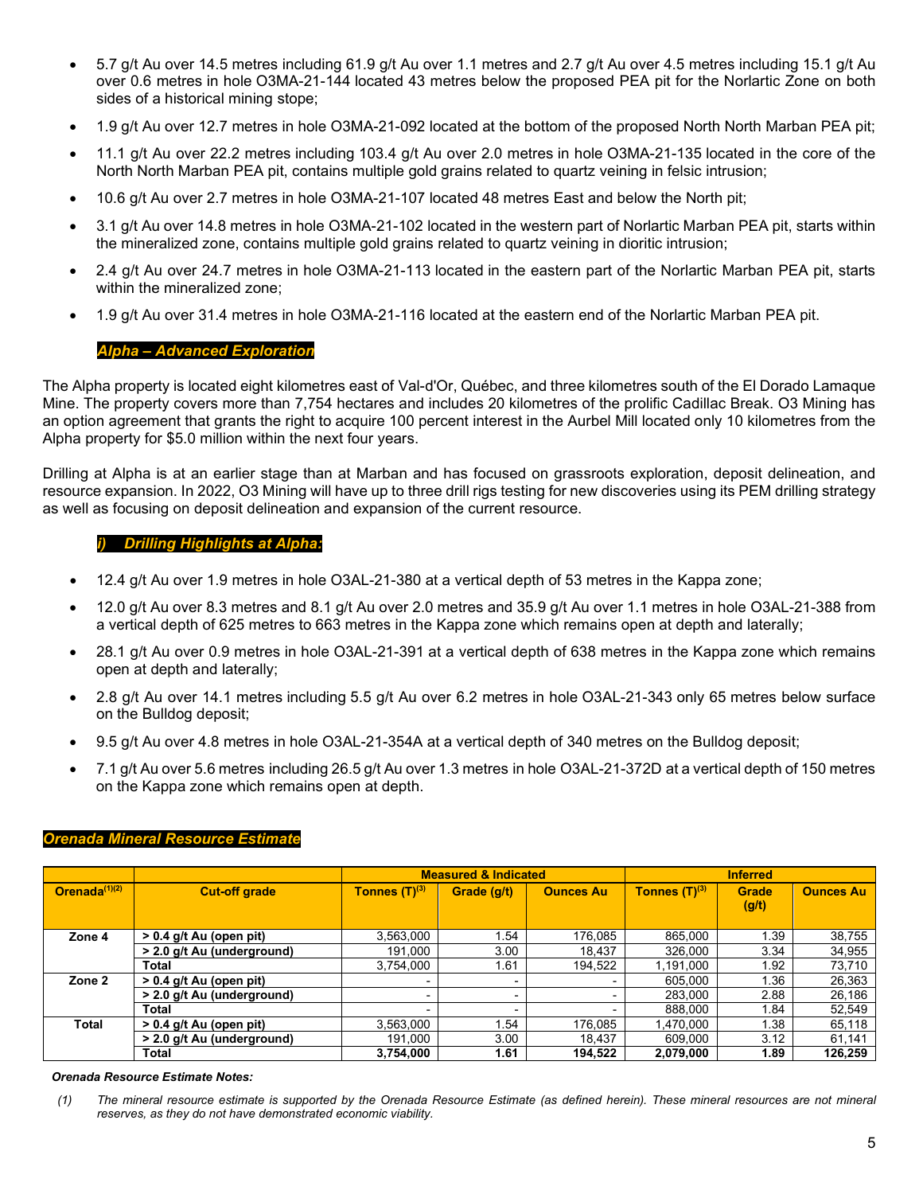- 5.7 g/t Au over 14.5 metres including 61.9 g/t Au over 1.1 metres and 2.7 g/t Au over 4.5 metres including 15.1 g/t Au over 0.6 metres in hole O3MA-21-144 located 43 metres below the proposed PEA pit for the Norlartic Zone on both sides of a historical mining stope;
- 1.9 g/t Au over 12.7 metres in hole O3MA-21-092 located at the bottom of the proposed North North Marban PEA pit;
- 11.1 g/t Au over 22.2 metres including 103.4 g/t Au over 2.0 metres in hole O3MA-21-135 located in the core of the North North Marban PEA pit, contains multiple gold grains related to quartz veining in felsic intrusion;
- 10.6 g/t Au over 2.7 metres in hole O3MA-21-107 located 48 metres East and below the North pit;
- 3.1 g/t Au over 14.8 metres in hole O3MA-21-102 located in the western part of Norlartic Marban PEA pit, starts within the mineralized zone, contains multiple gold grains related to quartz veining in dioritic intrusion;
- 2.4 g/t Au over 24.7 metres in hole O3MA-21-113 located in the eastern part of the Norlartic Marban PEA pit, starts within the mineralized zone;
- 1.9 g/t Au over 31.4 metres in hole O3MA-21-116 located at the eastern end of the Norlartic Marban PEA pit.

### *Alpha – Advanced Exploration*

The Alpha property is located eight kilometres east of Val-d'Or, Québec, and three kilometres south of the El Dorado Lamaque Mine. The property covers more than 7,754 hectares and includes 20 kilometres of the prolific Cadillac Break. O3 Mining has an option agreement that grants the right to acquire 100 percent interest in the Aurbel Mill located only 10 kilometres from the Alpha property for $5.0 million within the next four years.

Drilling at Alpha is at an earlier stage than at Marban and has focused on grassroots exploration, deposit delineation, and resource expansion. In 2022, O3 Mining will have up to three drill rigs testing for new discoveries using its PEM drilling strategy as well as focusing on deposit delineation and expansion of the current resource.

#### *i) Drilling Highlights at Alpha:*

- 12.4 g/t Au over 1.9 metres in hole O3AL-21-380 at a vertical depth of 53 metres in the Kappa zone;
- 12.0 g/t Au over 8.3 metres and 8.1 g/t Au over 2.0 metres and 35.9 g/t Au over 1.1 metres in hole O3AL-21-388 from a vertical depth of 625 metres to 663 metres in the Kappa zone which remains open at depth and laterally;
- 28.1 g/t Au over 0.9 metres in hole O3AL-21-391 at a vertical depth of 638 metres in the Kappa zone which remains open at depth and laterally;
- 2.8 g/t Au over 14.1 metres including 5.5 g/t Au over 6.2 metres in hole O3AL-21-343 only 65 metres below surface on the Bulldog deposit;
- 9.5 g/t Au over 4.8 metres in hole O3AL-21-354A at a vertical depth of 340 metres on the Bulldog deposit;
- 7.1 g/t Au over 5.6 metres including 26.5 g/t Au over 1.3 metres in hole O3AL-21-372D at a vertical depth of 150 metres on the Kappa zone which remains open at depth.

### *Orenada Mineral Resource Estimate*

| | | Measured & Indicated | | | Inferred | | |
|---|---|---|---|---|---|---|---|
| **Orenada[(1)(2)]** | **Cut-off grade** | **Tonnes (T)[(3)]** | **Grade (g/t)** | **Ounces Au** | **Tonnes (T)[(3)]** | **Grade (g/t)** | **Ounces Au** |
| **Zone 4** | **> 0.4 g/t Au (open pit)** | 3,563,000 | 1.54 | 176,085 | 865,000 | 1.39 | 38,755 |
| | **> 2.0 g/t Au (underground)** | 191,000 | 3.00 | 18,437 | 326,000 | 3.34 | 34,955 |
| | **Total** | 3,754,000 | 1.61 | 194,522 | 1,191,000 | 1.92 | 73,710 |
| **Zone 2** | **> 0.4 g/t Au (open pit)** | - | - | - | 605,000 | 1.36 | 26,363 |
| | **> 2.0 g/t Au (underground)** | - | - | - | 283,000 | 2.88 | 26,186 |
| | **Total** | - | - | - | 888,000 | 1.84 | 52,549 |
| **Total** | **> 0.4 g/t Au (open pit)** | 3,563,000 | 1.54 | 176,085 | 1,470,000 | 1.38 | 65,118 |
| | **> 2.0 g/t Au (underground)** | 191,000 | 3.00 | 18,437 | 609,000 | 3.12 | 61,141 |
| | **Total** | **3,754,000** | **1.61** | **194,522** | **2,079,000** | **1.89** | **126,259** |

***Orenada Resource Estimate Notes:***

*(1) The mineral resource estimate is supported by the Orenada Resource Estimate (as defined herein). These mineral resources are not mineral reserves, as they do not have demonstrated economic viability.*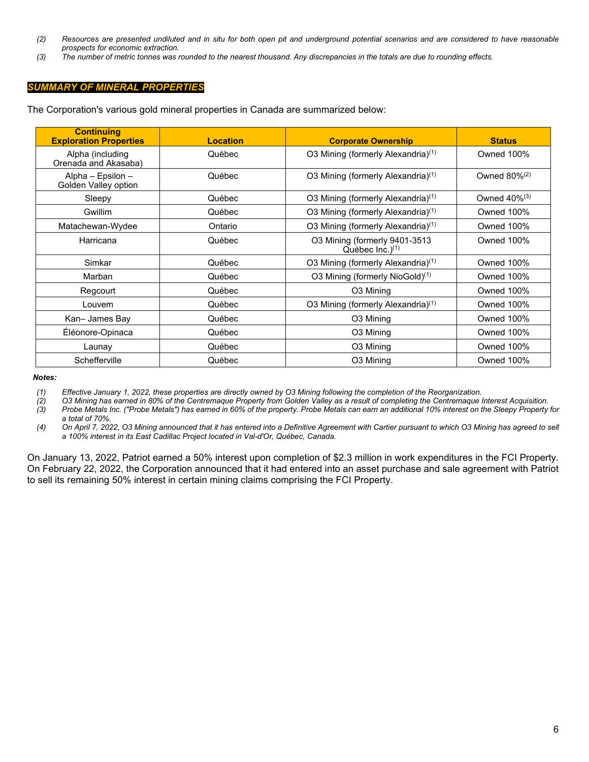*(2) Resources are presented undiluted and in situ for both open pit and underground potential scenarios and are considered to have reasonable prospects for economic extraction.*

*(3) The number of metric tonnes was rounded to the nearest thousand. Any discrepancies in the totals are due to rounding effects.*

## *SUMMARY OF MINERAL PROPERTIES*

The Corporation's various gold mineral properties in Canada are summarized below:

| Continuing Exploration Properties | Location | Corporate Ownership | Status |
|---|---|---|---|
| Alpha (including Orenada and Akasaba) | Québec | O3 Mining (formerly Alexandria)[1] | Owned 100% |
| Alpha – Epsilon – Golden Valley option | Québec | O3 Mining (formerly Alexandria)[1] | Owned 80%[2] |
| Sleepy | Québec | O3 Mining (formerly Alexandria)[1] | Owned 40%[3] |
| Gwillim | Québec | O3 Mining (formerly Alexandria)[1] | Owned 100% |
| Matachewan-Wydee | Ontario | O3 Mining (formerly Alexandria)[1] | Owned 100% |
| Harricana | Québec | O3 Mining (formerly 9401-3513 Québec Inc.)[1] | Owned 100% |
| Simkar | Québec | O3 Mining (formerly Alexandria)[1] | Owned 100% |
| Marban | Québec | O3 Mining (formerly NioGold)[1] | Owned 100% |
| Regcourt | Québec | O3 Mining | Owned 100% |
| Louvem | Québec | O3 Mining (formerly Alexandria)[1] | Owned 100% |
| Kan– James Bay | Québec | O3 Mining | Owned 100% |
| Éléonore-Opinaca | Québec | O3 Mining | Owned 100% |
| Launay | Québec | O3 Mining | Owned 100% |
| Schefferville | Québec | O3 Mining | Owned 100% |

***Notes:***

*(1) Effective January 1, 2022, these properties are directly owned by O3 Mining following the completion of the Reorganization.*

*(2) O3 Mining has earned in 80% of the Centremaque Property from Golden Valley as a result of completing the Centremaque Interest Acquisition.*

*(3) Probe Metals Inc. ("Probe Metals") has earned in 60% of the property. Probe Metals can earn an additional 10% interest on the Sleepy Property for a total of 70%.*

*(4) On April 7, 2022, O3 Mining announced that it has entered into a Definitive Agreement with Cartier pursuant to which O3 Mining has agreed to sell a 100% interest in its East Cadillac Project located in Val-d'Or, Québec, Canada.*

On January 13, 2022, Patriot earned a 50% interest upon completion of $2.3 million in work expenditures in the FCI Property. On February 22, 2022, the Corporation announced that it had entered into an asset purchase and sale agreement with Patriot to sell its remaining 50% interest in certain mining claims comprising the FCI Property.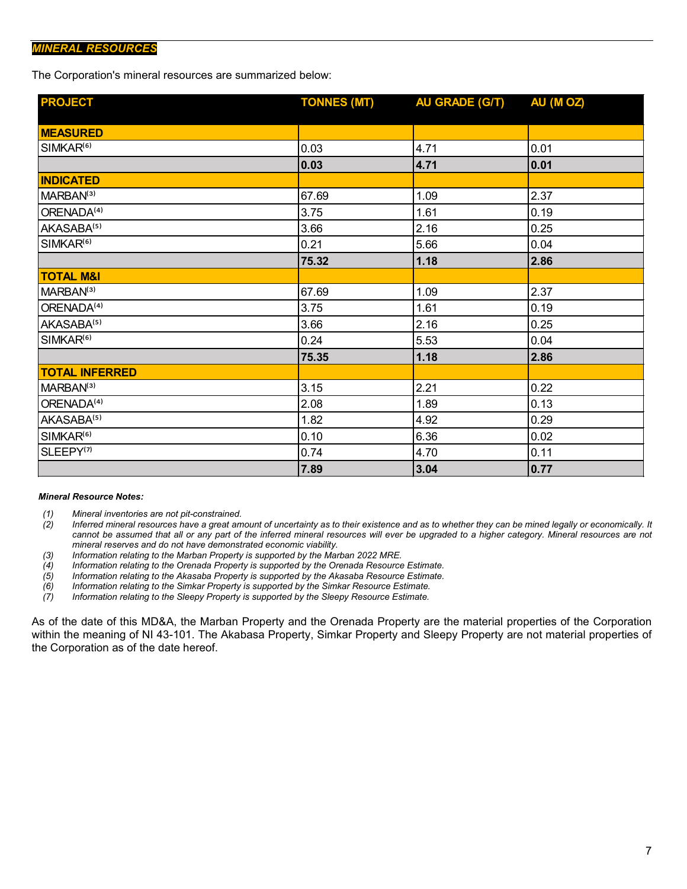***MINERAL RESOURCES***

The Corporation's mineral resources are summarized below:

| PROJECT | TONNES (MT) | AU GRADE (G/T) | AU (M OZ) |
|---|---|---|---|
| **MEASURED** | | | |
| SIMKAR[6] | 0.03 | 4.71 | 0.01 |
| | **0.03** | **4.71** | **0.01** |
| **INDICATED** | | | |
| MARBAN[3] | 67.69 | 1.09 | 2.37 |
| ORENADA[4] | 3.75 | 1.61 | 0.19 |
| AKASABA[5] | 3.66 | 2.16 | 0.25 |
| SIMKAR[6] | 0.21 | 5.66 | 0.04 |
| | **75.32** | **1.18** | **2.86** |
| **TOTAL M&I** | | | |
| MARBAN[3] | 67.69 | 1.09 | 2.37 |
| ORENADA[4] | 3.75 | 1.61 | 0.19 |
| AKASABA[5] | 3.66 | 2.16 | 0.25 |
| SIMKAR[6] | 0.24 | 5.53 | 0.04 |
| | **75.35** | **1.18** | **2.86** |
| **TOTAL INFERRED** | | | |
| MARBAN[3] | 3.15 | 2.21 | 0.22 |
| ORENADA[4] | 2.08 | 1.89 | 0.13 |
| AKASABA[5] | 1.82 | 4.92 | 0.29 |
| SIMKAR[6] | 0.10 | 6.36 | 0.02 |
| SLEEPY[7] | 0.74 | 4.70 | 0.11 |
| | **7.89** | **3.04** | **0.77** |

***Mineral Resource Notes:***

*(1) Mineral inventories are not pit-constrained.*

*(2) Inferred mineral resources have a great amount of uncertainty as to their existence and as to whether they can be mined legally or economically. It cannot be assumed that all or any part of the inferred mineral resources will ever be upgraded to a higher category. Mineral resources are not mineral reserves and do not have demonstrated economic viability.*

*(3) Information relating to the Marban Property is supported by the Marban 2022 MRE.*

*(4) Information relating to the Orenada Property is supported by the Orenada Resource Estimate.*

*(5) Information relating to the Akasaba Property is supported by the Akasaba Resource Estimate.*

*(6) Information relating to the Simkar Property is supported by the Simkar Resource Estimate.*

*(7) Information relating to the Sleepy Property is supported by the Sleepy Resource Estimate.*

As of the date of this MD&A, the Marban Property and the Orenada Property are the material properties of the Corporation within the meaning of NI 43-101. The Akabasa Property, Simkar Property and Sleepy Property are not material properties of the Corporation as of the date hereof.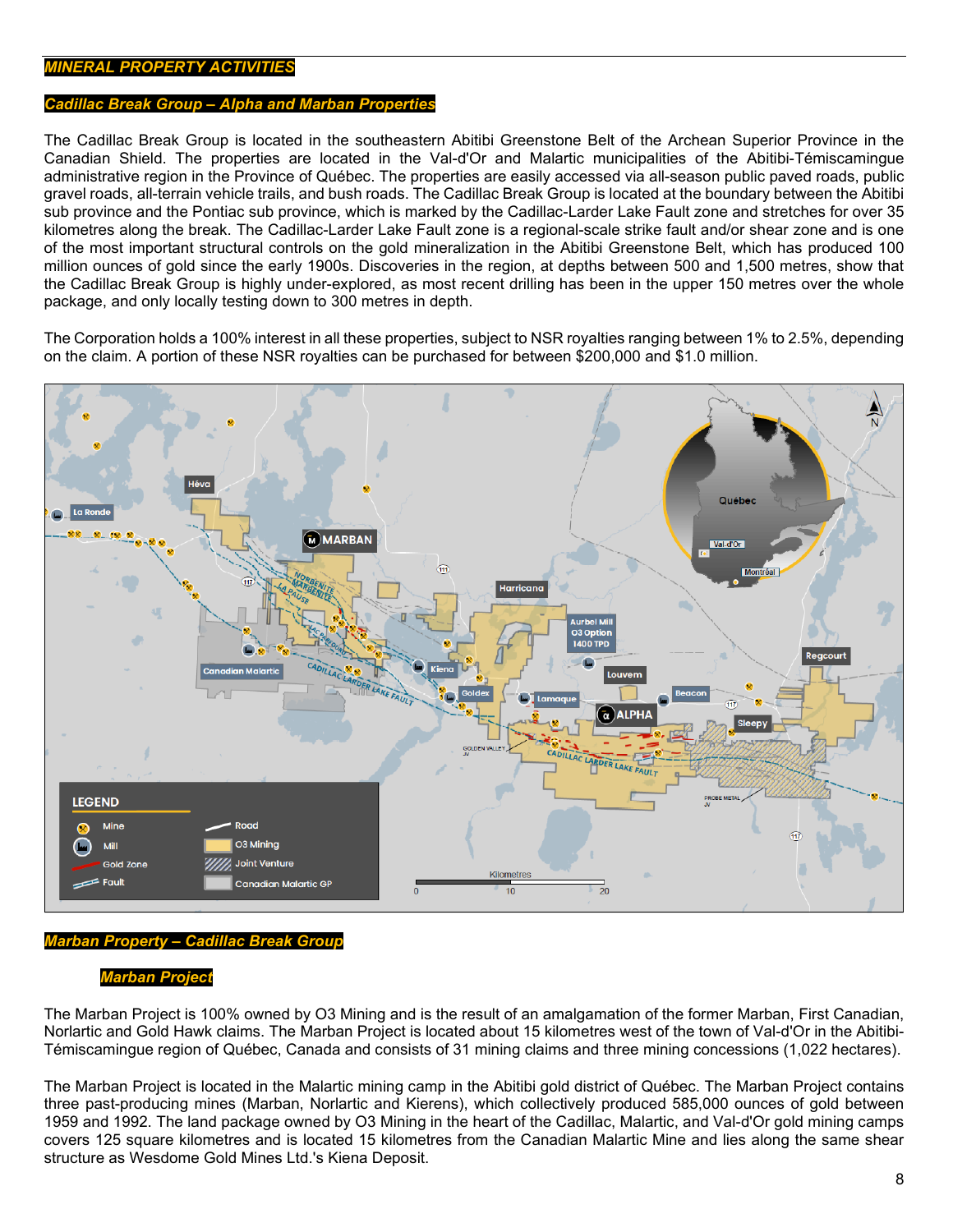## MINERAL PROPERTY ACTIVITIES

### Cadillac Break Group – Alpha and Marban Properties

The Cadillac Break Group is located in the southeastern Abitibi Greenstone Belt of the Archean Superior Province in the Canadian Shield. The properties are located in the Val-d'Or and Malartic municipalities of the Abitibi-Témiscamingue administrative region in the Province of Québec. The properties are easily accessed via all-season public paved roads, public gravel roads, all-terrain vehicle trails, and bush roads. The Cadillac Break Group is located at the boundary between the Abitibi sub province and the Pontiac sub province, which is marked by the Cadillac-Larder Lake Fault zone and stretches for over 35 kilometres along the break. The Cadillac-Larder Lake Fault zone is a regional-scale strike fault and/or shear zone and is one of the most important structural controls on the gold mineralization in the Abitibi Greenstone Belt, which has produced 100 million ounces of gold since the early 1900s. Discoveries in the region, at depths between 500 and 1,500 metres, show that the Cadillac Break Group is highly under-explored, as most recent drilling has been in the upper 150 metres over the whole package, and only locally testing down to 300 metres in depth.

The Corporation holds a 100% interest in all these properties, subject to NSR royalties ranging between 1% to 2.5%, depending on the claim. A portion of these NSR royalties can be purchased for between $200,000 and $1.0 million.

### Marban Property – Cadillac Break Group

#### Marban Project

The Marban Project is 100% owned by O3 Mining and is the result of an amalgamation of the former Marban, First Canadian, Norlartic and Gold Hawk claims. The Marban Project is located about 15 kilometres west of the town of Val-d'Or in the Abitibi-Témiscamingue region of Québec, Canada and consists of 31 mining claims and three mining concessions (1,022 hectares).

The Marban Project is located in the Malartic mining camp in the Abitibi gold district of Québec. The Marban Project contains three past-producing mines (Marban, Norlartic and Kierens), which collectively produced 585,000 ounces of gold between 1959 and 1992. The land package owned by O3 Mining in the heart of the Cadillac, Malartic, and Val-d'Or gold mining camps covers 125 square kilometres and is located 15 kilometres from the Canadian Malartic Mine and lies along the same shear structure as Wesdome Gold Mines Ltd.'s Kiena Deposit.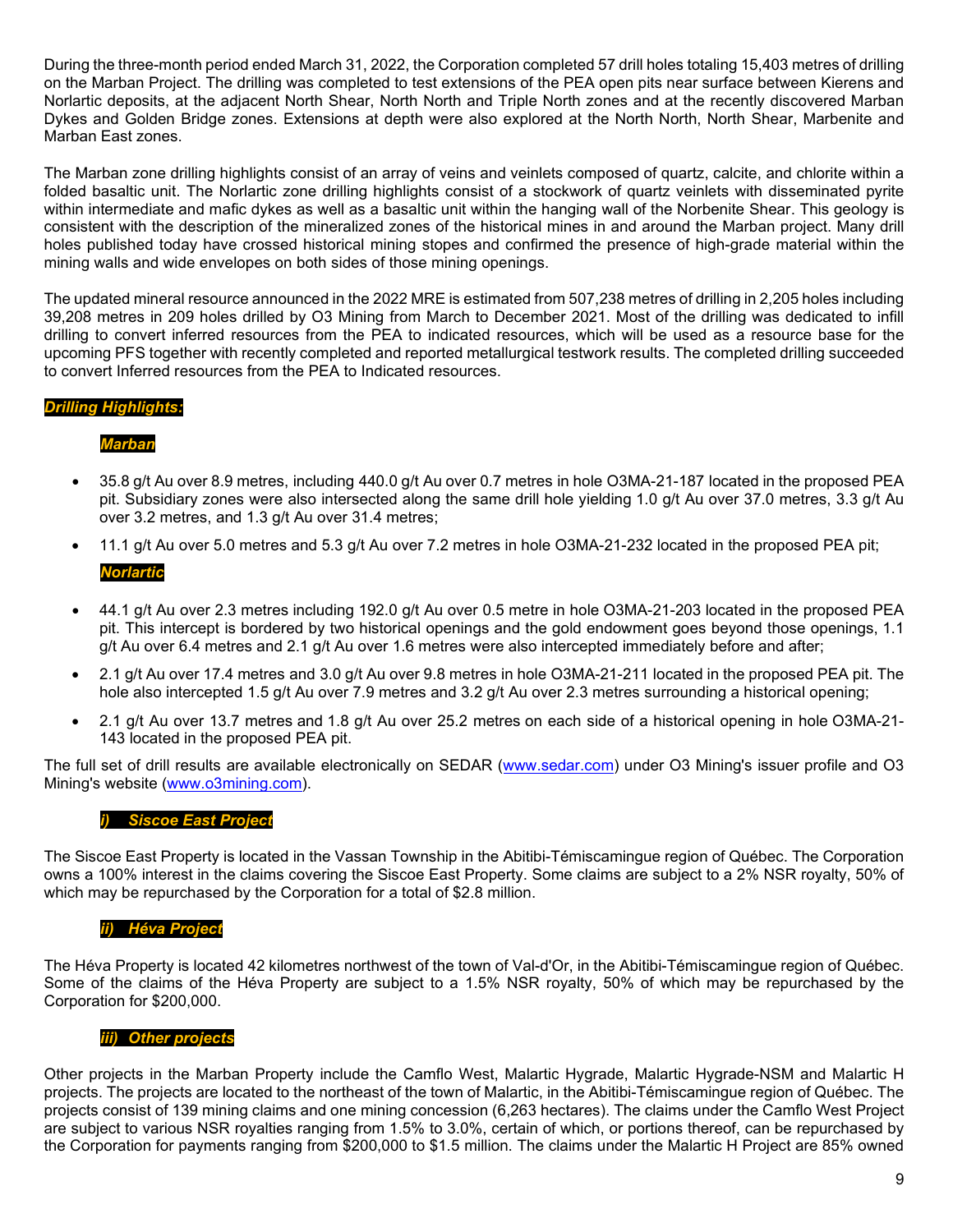During the three-month period ended March 31, 2022, the Corporation completed 57 drill holes totaling 15,403 metres of drilling on the Marban Project. The drilling was completed to test extensions of the PEA open pits near surface between Kierens and Norlartic deposits, at the adjacent North Shear, North North and Triple North zones and at the recently discovered Marban Dykes and Golden Bridge zones. Extensions at depth were also explored at the North North, North Shear, Marbenite and Marban East zones.

The Marban zone drilling highlights consist of an array of veins and veinlets composed of quartz, calcite, and chlorite within a folded basaltic unit. The Norlartic zone drilling highlights consist of a stockwork of quartz veinlets with disseminated pyrite within intermediate and mafic dykes as well as a basaltic unit within the hanging wall of the Norbenite Shear. This geology is consistent with the description of the mineralized zones of the historical mines in and around the Marban project. Many drill holes published today have crossed historical mining stopes and confirmed the presence of high-grade material within the mining walls and wide envelopes on both sides of those mining openings.

The updated mineral resource announced in the 2022 MRE is estimated from 507,238 metres of drilling in 2,205 holes including 39,208 metres in 209 holes drilled by O3 Mining from March to December 2021. Most of the drilling was dedicated to infill drilling to convert inferred resources from the PEA to indicated resources, which will be used as a resource base for the upcoming PFS together with recently completed and reported metallurgical testwork results. The completed drilling succeeded to convert Inferred resources from the PEA to Indicated resources.

***Drilling Highlights:***

***Marban***

- 35.8 g/t Au over 8.9 metres, including 440.0 g/t Au over 0.7 metres in hole O3MA-21-187 located in the proposed PEA pit. Subsidiary zones were also intersected along the same drill hole yielding 1.0 g/t Au over 37.0 metres, 3.3 g/t Au over 3.2 metres, and 1.3 g/t Au over 31.4 metres;
- 11.1 g/t Au over 5.0 metres and 5.3 g/t Au over 7.2 metres in hole O3MA-21-232 located in the proposed PEA pit;

***Norlartic***

- 44.1 g/t Au over 2.3 metres including 192.0 g/t Au over 0.5 metre in hole O3MA-21-203 located in the proposed PEA pit. This intercept is bordered by two historical openings and the gold endowment goes beyond those openings, 1.1 g/t Au over 6.4 metres and 2.1 g/t Au over 1.6 metres were also intercepted immediately before and after;
- 2.1 g/t Au over 17.4 metres and 3.0 g/t Au over 9.8 metres in hole O3MA-21-211 located in the proposed PEA pit. The hole also intercepted 1.5 g/t Au over 7.9 metres and 3.2 g/t Au over 2.3 metres surrounding a historical opening;
- 2.1 g/t Au over 13.7 metres and 1.8 g/t Au over 25.2 metres on each side of a historical opening in hole O3MA-21-143 located in the proposed PEA pit.

The full set of drill results are available electronically on SEDAR (www.sedar.com) under O3 Mining's issuer profile and O3 Mining's website (www.o3mining.com).

***i) Siscoe East Project***

The Siscoe East Property is located in the Vassan Township in the Abitibi-Témiscamingue region of Québec. The Corporation owns a 100% interest in the claims covering the Siscoe East Property. Some claims are subject to a 2% NSR royalty, 50% of which may be repurchased by the Corporation for a total of $2.8 million.

***ii) Héva Project***

The Héva Property is located 42 kilometres northwest of the town of Val-d'Or, in the Abitibi-Témiscamingue region of Québec. Some of the claims of the Héva Property are subject to a 1.5% NSR royalty, 50% of which may be repurchased by the Corporation for $200,000.

***iii) Other projects***

Other projects in the Marban Property include the Camflo West, Malartic Hygrade, Malartic Hygrade-NSM and Malartic H projects. The projects are located to the northeast of the town of Malartic, in the Abitibi-Témiscamingue region of Québec. The projects consist of 139 mining claims and one mining concession (6,263 hectares). The claims under the Camflo West Project are subject to various NSR royalties ranging from 1.5% to 3.0%, certain of which, or portions thereof, can be repurchased by the Corporation for payments ranging from $200,000 to $1.5 million. The claims under the Malartic H Project are 85% owned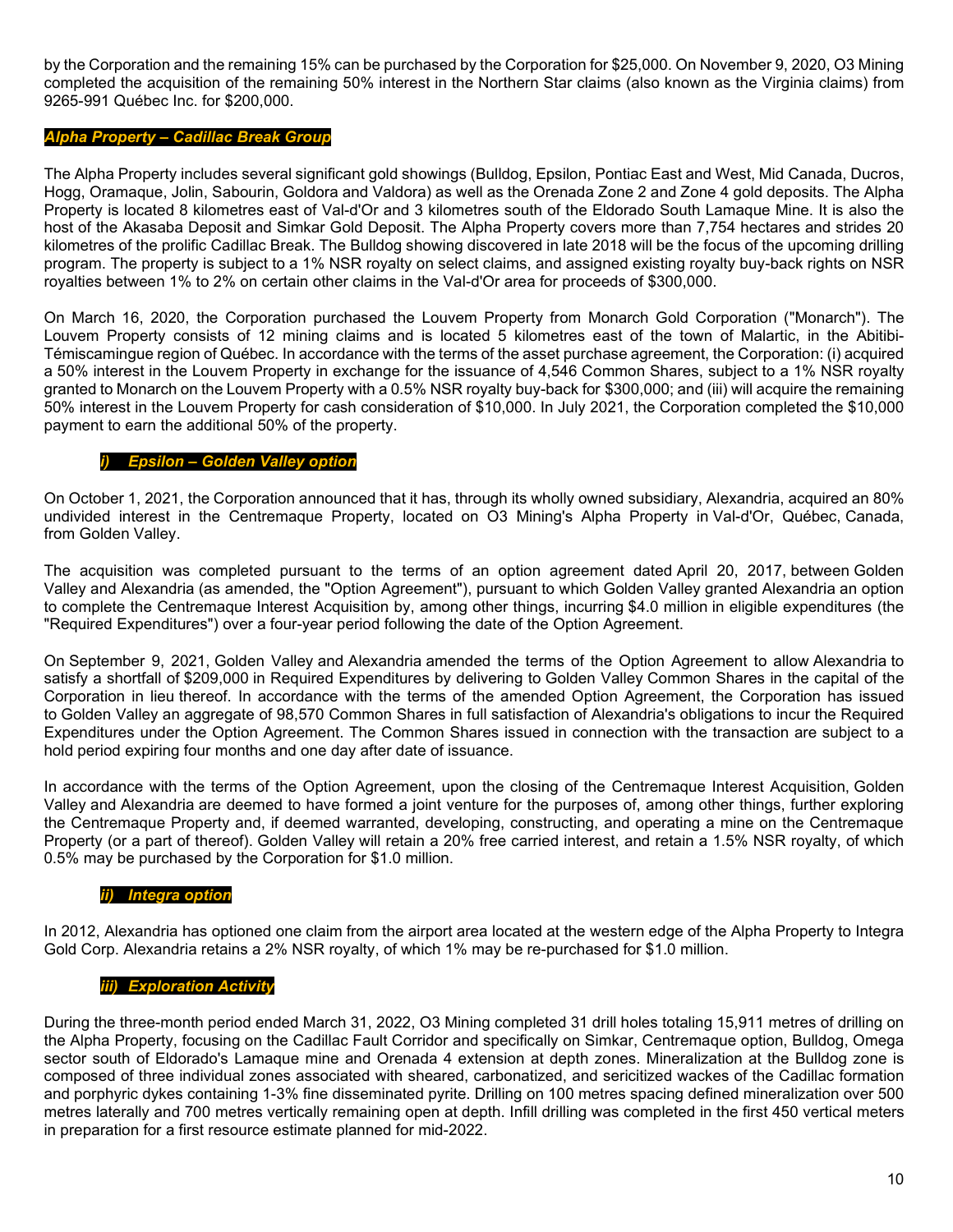by the Corporation and the remaining 15% can be purchased by the Corporation for $25,000. On November 9, 2020, O3 Mining completed the acquisition of the remaining 50% interest in the Northern Star claims (also known as the Virginia claims) from 9265-991 Québec Inc. for $200,000.

### *Alpha Property – Cadillac Break Group*

The Alpha Property includes several significant gold showings (Bulldog, Epsilon, Pontiac East and West, Mid Canada, Ducros, Hogg, Oramaque, Jolin, Sabourin, Goldora and Valdora) as well as the Orenada Zone 2 and Zone 4 gold deposits. The Alpha Property is located 8 kilometres east of Val-d'Or and 3 kilometres south of the Eldorado South Lamaque Mine. It is also the host of the Akasaba Deposit and Simkar Gold Deposit. The Alpha Property covers more than 7,754 hectares and strides 20 kilometres of the prolific Cadillac Break. The Bulldog showing discovered in late 2018 will be the focus of the upcoming drilling program. The property is subject to a 1% NSR royalty on select claims, and assigned existing royalty buy-back rights on NSR royalties between 1% to 2% on certain other claims in the Val-d'Or area for proceeds of $300,000.

On March 16, 2020, the Corporation purchased the Louvem Property from Monarch Gold Corporation ("Monarch"). The Louvem Property consists of 12 mining claims and is located 5 kilometres east of the town of Malartic, in the Abitibi-Témiscamingue region of Québec. In accordance with the terms of the asset purchase agreement, the Corporation: (i) acquired a 50% interest in the Louvem Property in exchange for the issuance of 4,546 Common Shares, subject to a 1% NSR royalty granted to Monarch on the Louvem Property with a 0.5% NSR royalty buy-back for $300,000; and (iii) will acquire the remaining 50% interest in the Louvem Property for cash consideration of $10,000. In July 2021, the Corporation completed the $10,000 payment to earn the additional 50% of the property.

#### *i) Epsilon – Golden Valley option*

On October 1, 2021, the Corporation announced that it has, through its wholly owned subsidiary, Alexandria, acquired an 80% undivided interest in the Centremaque Property, located on O3 Mining's Alpha Property in Val-d'Or, Québec, Canada, from Golden Valley.

The acquisition was completed pursuant to the terms of an option agreement dated April 20, 2017, between Golden Valley and Alexandria (as amended, the "Option Agreement"), pursuant to which Golden Valley granted Alexandria an option to complete the Centremaque Interest Acquisition by, among other things, incurring $4.0 million in eligible expenditures (the "Required Expenditures") over a four-year period following the date of the Option Agreement.

On September 9, 2021, Golden Valley and Alexandria amended the terms of the Option Agreement to allow Alexandria to satisfy a shortfall of $209,000 in Required Expenditures by delivering to Golden Valley Common Shares in the capital of the Corporation in lieu thereof. In accordance with the terms of the amended Option Agreement, the Corporation has issued to Golden Valley an aggregate of 98,570 Common Shares in full satisfaction of Alexandria's obligations to incur the Required Expenditures under the Option Agreement. The Common Shares issued in connection with the transaction are subject to a hold period expiring four months and one day after date of issuance.

In accordance with the terms of the Option Agreement, upon the closing of the Centremaque Interest Acquisition, Golden Valley and Alexandria are deemed to have formed a joint venture for the purposes of, among other things, further exploring the Centremaque Property and, if deemed warranted, developing, constructing, and operating a mine on the Centremaque Property (or a part of thereof). Golden Valley will retain a 20% free carried interest, and retain a 1.5% NSR royalty, of which 0.5% may be purchased by the Corporation for $1.0 million.

#### *ii) Integra option*

In 2012, Alexandria has optioned one claim from the airport area located at the western edge of the Alpha Property to Integra Gold Corp. Alexandria retains a 2% NSR royalty, of which 1% may be re-purchased for $1.0 million.

#### *iii) Exploration Activity*

During the three-month period ended March 31, 2022, O3 Mining completed 31 drill holes totaling 15,911 metres of drilling on the Alpha Property, focusing on the Cadillac Fault Corridor and specifically on Simkar, Centremaque option, Bulldog, Omega sector south of Eldorado's Lamaque mine and Orenada 4 extension at depth zones. Mineralization at the Bulldog zone is composed of three individual zones associated with sheared, carbonatized, and sericitized wackes of the Cadillac formation and porphyric dykes containing 1-3% fine disseminated pyrite. Drilling on 100 metres spacing defined mineralization over 500 metres laterally and 700 metres vertically remaining open at depth. Infill drilling was completed in the first 450 vertical meters in preparation for a first resource estimate planned for mid-2022.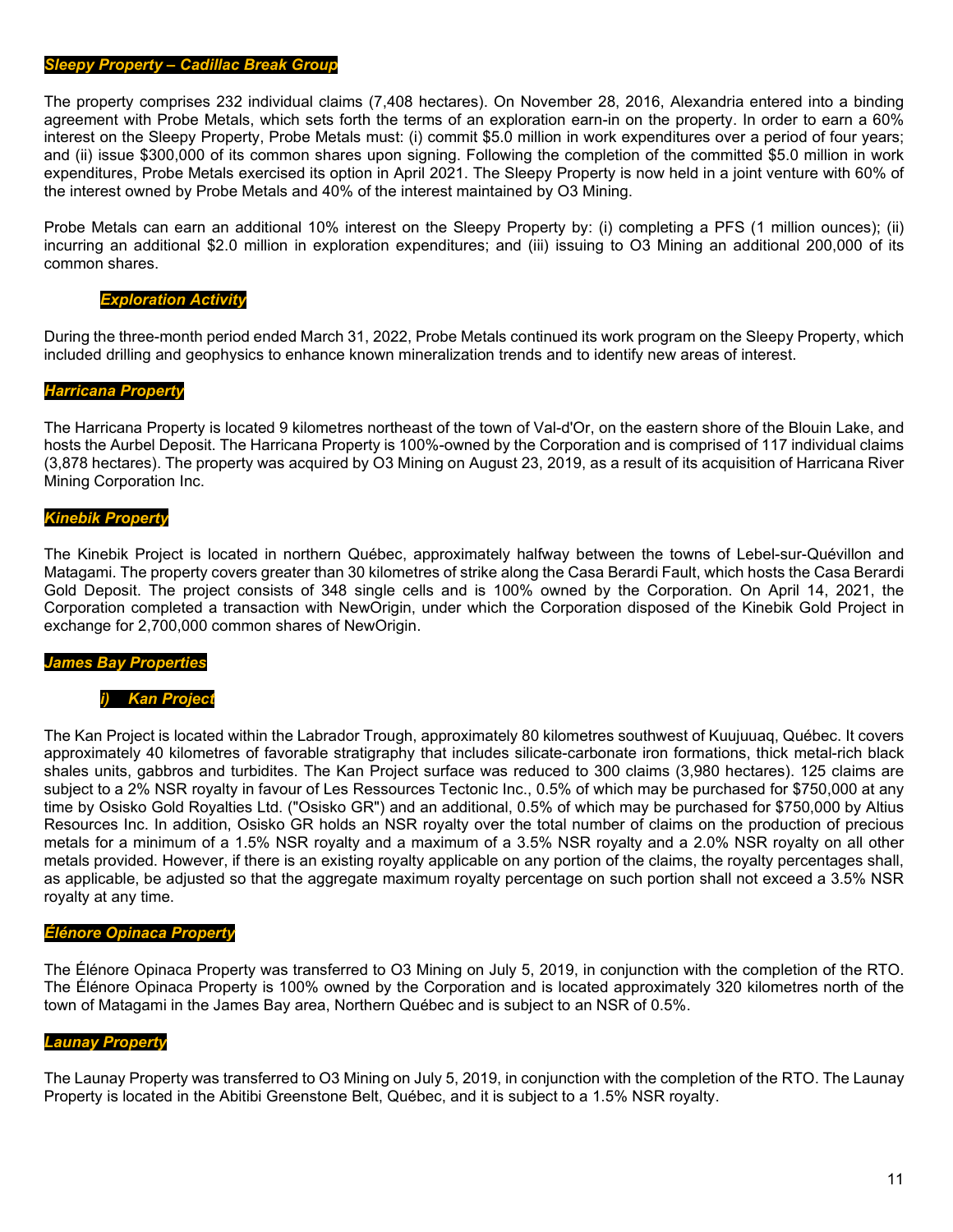### ***Sleepy Property – Cadillac Break Group***

The property comprises 232 individual claims (7,408 hectares). On November 28, 2016, Alexandria entered into a binding agreement with Probe Metals, which sets forth the terms of an exploration earn-in on the property. In order to earn a 60% interest on the Sleepy Property, Probe Metals must: (i) commit $5.0 million in work expenditures over a period of four years; and (ii) issue $300,000 of its common shares upon signing. Following the completion of the committed $5.0 million in work expenditures, Probe Metals exercised its option in April 2021. The Sleepy Property is now held in a joint venture with 60% of the interest owned by Probe Metals and 40% of the interest maintained by O3 Mining.

Probe Metals can earn an additional 10% interest on the Sleepy Property by: (i) completing a PFS (1 million ounces); (ii) incurring an additional $2.0 million in exploration expenditures; and (iii) issuing to O3 Mining an additional 200,000 of its common shares.

#### ***Exploration Activity***

During the three-month period ended March 31, 2022, Probe Metals continued its work program on the Sleepy Property, which included drilling and geophysics to enhance known mineralization trends and to identify new areas of interest.

### ***Harricana Property***

The Harricana Property is located 9 kilometres northeast of the town of Val-d'Or, on the eastern shore of the Blouin Lake, and hosts the Aurbel Deposit. The Harricana Property is 100%-owned by the Corporation and is comprised of 117 individual claims (3,878 hectares). The property was acquired by O3 Mining on August 23, 2019, as a result of its acquisition of Harricana River Mining Corporation Inc.

### ***Kinebik Property***

The Kinebik Project is located in northern Québec, approximately halfway between the towns of Lebel-sur-Quévillon and Matagami. The property covers greater than 30 kilometres of strike along the Casa Berardi Fault, which hosts the Casa Berardi Gold Deposit. The project consists of 348 single cells and is 100% owned by the Corporation. On April 14, 2021, the Corporation completed a transaction with NewOrigin, under which the Corporation disposed of the Kinebik Gold Project in exchange for 2,700,000 common shares of NewOrigin.

### ***James Bay Properties***

#### ***i) Kan Project***

The Kan Project is located within the Labrador Trough, approximately 80 kilometres southwest of Kuujuuaq, Québec. It covers approximately 40 kilometres of favorable stratigraphy that includes silicate-carbonate iron formations, thick metal-rich black shales units, gabbros and turbidites. The Kan Project surface was reduced to 300 claims (3,980 hectares). 125 claims are subject to a 2% NSR royalty in favour of Les Ressources Tectonic Inc., 0.5% of which may be purchased for $750,000 at any time by Osisko Gold Royalties Ltd. ("Osisko GR") and an additional, 0.5% of which may be purchased for $750,000 by Altius Resources Inc. In addition, Osisko GR holds an NSR royalty over the total number of claims on the production of precious metals for a minimum of a 1.5% NSR royalty and a maximum of a 3.5% NSR royalty and a 2.0% NSR royalty on all other metals provided. However, if there is an existing royalty applicable on any portion of the claims, the royalty percentages shall, as applicable, be adjusted so that the aggregate maximum royalty percentage on such portion shall not exceed a 3.5% NSR royalty at any time.

### ***Élénore Opinaca Property***

The Élénore Opinaca Property was transferred to O3 Mining on July 5, 2019, in conjunction with the completion of the RTO. The Élénore Opinaca Property is 100% owned by the Corporation and is located approximately 320 kilometres north of the town of Matagami in the James Bay area, Northern Québec and is subject to an NSR of 0.5%.

### ***Launay Property***

The Launay Property was transferred to O3 Mining on July 5, 2019, in conjunction with the completion of the RTO. The Launay Property is located in the Abitibi Greenstone Belt, Québec, and it is subject to a 1.5% NSR royalty.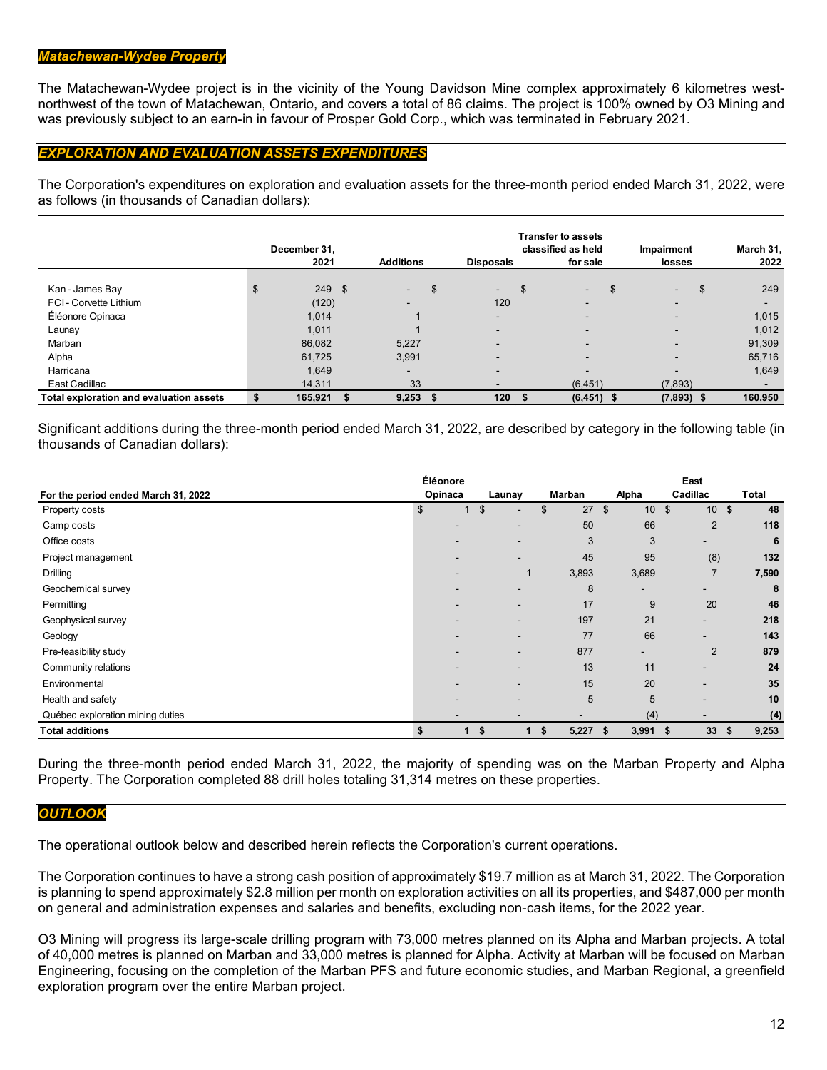***Matachewan-Wydee Property***

The Matachewan-Wydee project is in the vicinity of the Young Davidson Mine complex approximately 6 kilometres west-northwest of the town of Matachewan, Ontario, and covers a total of 86 claims. The project is 100% owned by O3 Mining and was previously subject to an earn-in in favour of Prosper Gold Corp., which was terminated in February 2021.

***EXPLORATION AND EVALUATION ASSETS EXPENDITURES***

The Corporation's expenditures on exploration and evaluation assets for the three-month period ended March 31, 2022, were as follows (in thousands of Canadian dollars):

| | December 31, 2021 | Additions | Disposals | Transfer to assets classified as held for sale | Impairment losses | March 31, 2022 |
|---|---|---|---|---|---|---|
| Kan - James Bay | $ 249 | $ - | $ - | $ - | $ - | $ 249 |
| FCI - Corvette Lithium | (120) | - | 120 | - | - | - |
| Éléonore Opinaca | 1,014 | 1 | - | - | - | 1,015 |
| Launay | 1,011 | 1 | - | - | - | 1,012 |
| Marban | 86,082 | 5,227 | - | - | - | 91,309 |
| Alpha | 61,725 | 3,991 | - | - | - | 65,716 |
| Harricana | 1,649 | - | - | - | - | 1,649 |
| East Cadillac | 14,311 | 33 | - | (6,451) | (7,893) | - |
| **Total exploration and evaluation assets** | **$ 165,921** | **$ 9,253** | **$ 120** | **$ (6,451)** | **$ (7,893)** | **$ 160,950** |

Significant additions during the three-month period ended March 31, 2022, are described by category in the following table (in thousands of Canadian dollars):

| For the period ended March 31, 2022 | Éléonore Opinaca | Launay | Marban | Alpha | East Cadillac | Total |
|---|---|---|---|---|---|---|
| Property costs | $ 1 | $ - | $ 27 | $ 10 | $ 10 | **$ 48** |
| Camp costs | - | - | 50 | 66 | 2 | **118** |
| Office costs | - | - | 3 | 3 | - | **6** |
| Project management | - | - | 45 | 95 | (8) | **132** |
| Drilling | - | 1 | 3,893 | 3,689 | 7 | **7,590** |
| Geochemical survey | - | - | 8 | - | - | **8** |
| Permitting | - | - | 17 | 9 | 20 | **46** |
| Geophysical survey | - | - | 197 | 21 | - | **218** |
| Geology | - | - | 77 | 66 | - | **143** |
| Pre-feasibility study | - | - | 877 | - | 2 | **879** |
| Community relations | - | - | 13 | 11 | - | **24** |
| Environmental | - | - | 15 | 20 | - | **35** |
| Health and safety | - | - | 5 | 5 | - | **10** |
| Québec exploration mining duties | - | - | - | (4) | - | **(4)** |
| **Total additions** | **$ 1** | **$ 1** | **$ 5,227** | **$ 3,991** | **$ 33** | **$ 9,253** |

During the three-month period ended March 31, 2022, the majority of spending was on the Marban Property and Alpha Property. The Corporation completed 88 drill holes totaling 31,314 metres on these properties.

***OUTLOOK***

The operational outlook below and described herein reflects the Corporation's current operations.

The Corporation continues to have a strong cash position of approximately $19.7 million as at March 31, 2022. The Corporation is planning to spend approximately $2.8 million per month on exploration activities on all its properties, and $487,000 per month on general and administration expenses and salaries and benefits, excluding non-cash items, for the 2022 year.

O3 Mining will progress its large-scale drilling program with 73,000 metres planned on its Alpha and Marban projects. A total of 40,000 metres is planned on Marban and 33,000 metres is planned for Alpha. Activity at Marban will be focused on Marban Engineering, focusing on the completion of the Marban PFS and future economic studies, and Marban Regional, a greenfield exploration program over the entire Marban project.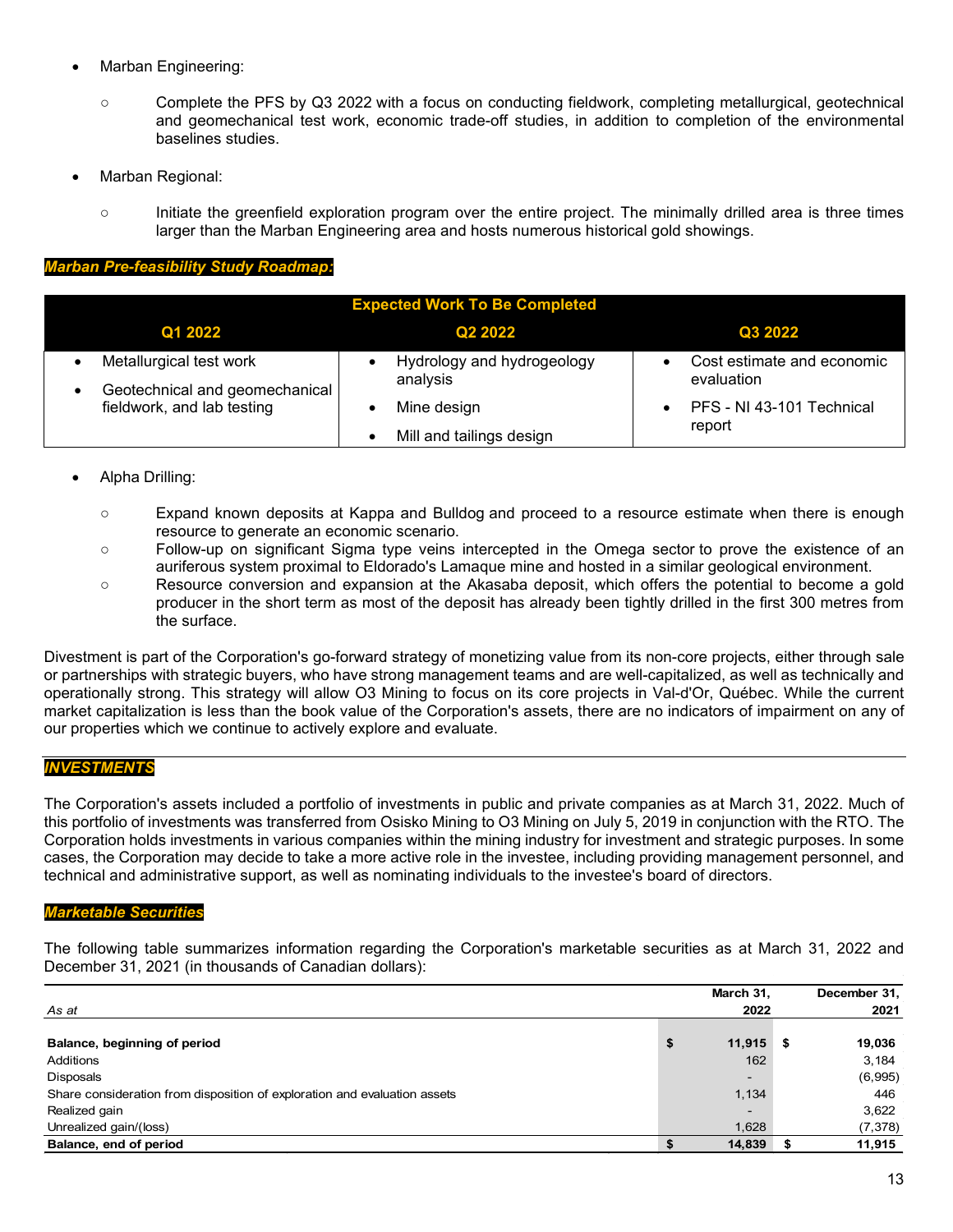- Marban Engineering:
  - Complete the PFS by Q3 2022 with a focus on conducting fieldwork, completing metallurgical, geotechnical and geomechanical test work, economic trade-off studies, in addition to completion of the environmental baselines studies.
- Marban Regional:
  - Initiate the greenfield exploration program over the entire project. The minimally drilled area is three times larger than the Marban Engineering area and hosts numerous historical gold showings.

***Marban Pre-feasibility Study Roadmap:***

| Expected Work To Be Completed | | |
|---|---|---|
| **Q1 2022** | **Q2 2022** | **Q3 2022** |
| • Metallurgical test work<br>• Geotechnical and geomechanical fieldwork, and lab testing | • Hydrology and hydrogeology analysis<br>• Mine design<br>• Mill and tailings design | • Cost estimate and economic evaluation<br>• PFS - NI 43-101 Technical report |

- Alpha Drilling:
  - Expand known deposits at Kappa and Bulldog and proceed to a resource estimate when there is enough resource to generate an economic scenario.
  - Follow-up on significant Sigma type veins intercepted in the Omega sector to prove the existence of an auriferous system proximal to Eldorado's Lamaque mine and hosted in a similar geological environment.
  - Resource conversion and expansion at the Akasaba deposit, which offers the potential to become a gold producer in the short term as most of the deposit has already been tightly drilled in the first 300 metres from the surface.

Divestment is part of the Corporation's go-forward strategy of monetizing value from its non-core projects, either through sale or partnerships with strategic buyers, who have strong management teams and are well-capitalized, as well as technically and operationally strong. This strategy will allow O3 Mining to focus on its core projects in Val-d'Or, Québec. While the current market capitalization is less than the book value of the Corporation's assets, there are no indicators of impairment on any of our properties which we continue to actively explore and evaluate.

## ***INVESTMENTS***

The Corporation's assets included a portfolio of investments in public and private companies as at March 31, 2022. Much of this portfolio of investments was transferred from Osisko Mining to O3 Mining on July 5, 2019 in conjunction with the RTO. The Corporation holds investments in various companies within the mining industry for investment and strategic purposes. In some cases, the Corporation may decide to take a more active role in the investee, including providing management personnel, and technical and administrative support, as well as nominating individuals to the investee's board of directors.

### ***Marketable Securities***

The following table summarizes information regarding the Corporation's marketable securities as at March 31, 2022 and December 31, 2021 (in thousands of Canadian dollars):

| *As at* | March 31, 2022 | December 31, 2021 |
|---|---|---|
| **Balance, beginning of period** | **$ 11,915** | **$ 19,036** |
| Additions | 162 | 3,184 |
| Disposals | - | (6,995) |
| Share consideration from disposition of exploration and evaluation assets | 1,134 | 446 |
| Realized gain | - | 3,622 |
| Unrealized gain/(loss) | 1,628 | (7,378) |
| **Balance, end of period** | **$ 14,839** | **$ 11,915** |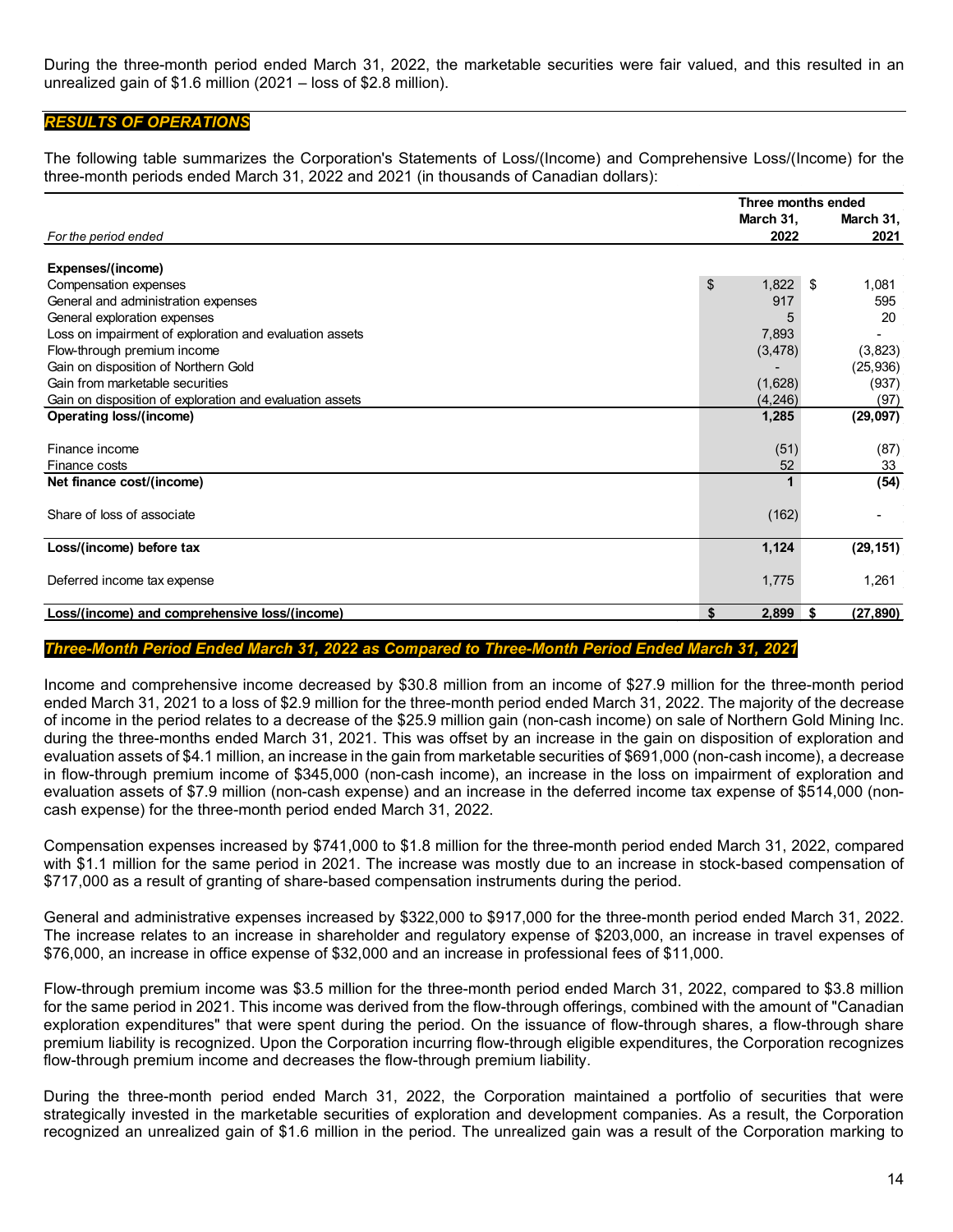During the three-month period ended March 31, 2022, the marketable securities were fair valued, and this resulted in an unrealized gain of $1.6 million (2021 – loss of $2.8 million).

## *RESULTS OF OPERATIONS*

The following table summarizes the Corporation's Statements of Loss/(Income) and Comprehensive Loss/(Income) for the three-month periods ended March 31, 2022 and 2021 (in thousands of Canadian dollars):

| *For the period ended* | Three months ended March 31, 2022 | Three months ended March 31, 2021 |
|---|---|---|
| **Expenses/(income)** | | |
| Compensation expenses | $ 1,822 | $ 1,081 |
| General and administration expenses | 917 | 595 |
| General exploration expenses | 5 | 20 |
| Loss on impairment of exploration and evaluation assets | 7,893 | - |
| Flow-through premium income | (3,478) | (3,823) |
| Gain on disposition of Northern Gold | - | (25,936) |
| Gain from marketable securities | (1,628) | (937) |
| Gain on disposition of exploration and evaluation assets | (4,246) | (97) |
| **Operating loss/(income)** | **1,285** | **(29,097)** |
| Finance income | (51) | (87) |
| Finance costs | 52 | 33 |
| **Net finance cost/(income)** | **1** | **(54)** |
| Share of loss of associate | (162) | - |
| **Loss/(income) before tax** | **1,124** | **(29,151)** |
| Deferred income tax expense | 1,775 | 1,261 |
| **Loss/(income) and comprehensive loss/(income)** | **$ 2,899** | **$ (27,890)** |

### *Three-Month Period Ended March 31, 2022 as Compared to Three-Month Period Ended March 31, 2021*

Income and comprehensive income decreased by $30.8 million from an income of $27.9 million for the three-month period ended March 31, 2021 to a loss of $2.9 million for the three-month period ended March 31, 2022. The majority of the decrease of income in the period relates to a decrease of the $25.9 million gain (non-cash income) on sale of Northern Gold Mining Inc. during the three-months ended March 31, 2021. This was offset by an increase in the gain on disposition of exploration and evaluation assets of $4.1 million, an increase in the gain from marketable securities of $691,000 (non-cash income), a decrease in flow-through premium income of $345,000 (non-cash income), an increase in the loss on impairment of exploration and evaluation assets of $7.9 million (non-cash expense) and an increase in the deferred income tax expense of $514,000 (non-cash expense) for the three-month period ended March 31, 2022.

Compensation expenses increased by $741,000 to $1.8 million for the three-month period ended March 31, 2022, compared with $1.1 million for the same period in 2021. The increase was mostly due to an increase in stock-based compensation of $717,000 as a result of granting of share-based compensation instruments during the period.

General and administrative expenses increased by $322,000 to $917,000 for the three-month period ended March 31, 2022. The increase relates to an increase in shareholder and regulatory expense of $203,000, an increase in travel expenses of $76,000, an increase in office expense of $32,000 and an increase in professional fees of $11,000.

Flow-through premium income was $3.5 million for the three-month period ended March 31, 2022, compared to $3.8 million for the same period in 2021. This income was derived from the flow-through offerings, combined with the amount of "Canadian exploration expenditures" that were spent during the period. On the issuance of flow-through shares, a flow-through share premium liability is recognized. Upon the Corporation incurring flow-through eligible expenditures, the Corporation recognizes flow-through premium income and decreases the flow-through premium liability.

During the three-month period ended March 31, 2022, the Corporation maintained a portfolio of securities that were strategically invested in the marketable securities of exploration and development companies. As a result, the Corporation recognized an unrealized gain of $1.6 million in the period. The unrealized gain was a result of the Corporation marking to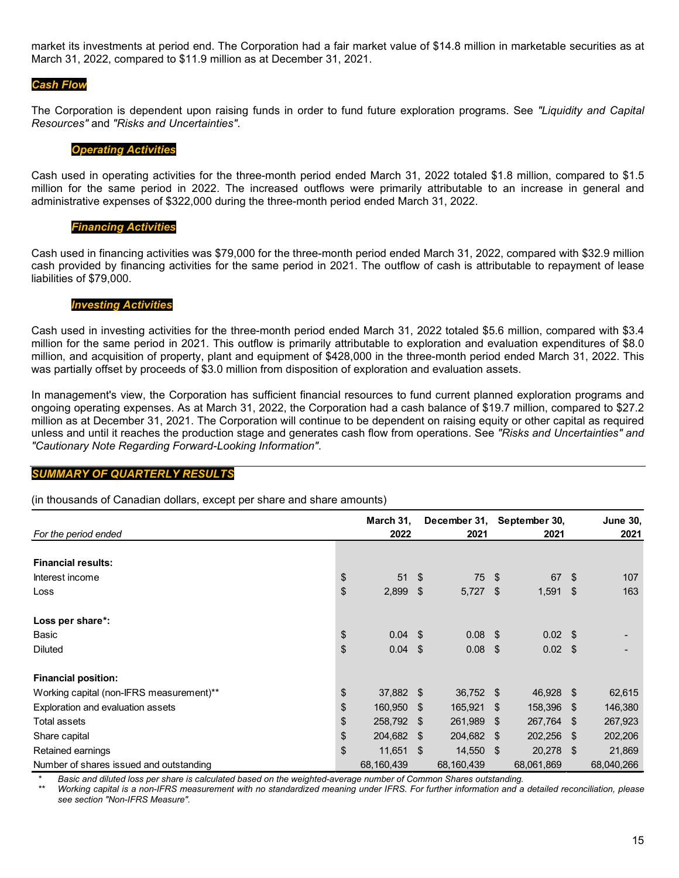market its investments at period end. The Corporation had a fair market value of $14.8 million in marketable securities as at March 31, 2022, compared to $11.9 million as at December 31, 2021.

## *Cash Flow*

The Corporation is dependent upon raising funds in order to fund future exploration programs. See *"Liquidity and Capital Resources"* and *"Risks and Uncertainties"*.

### *Operating Activities*

Cash used in operating activities for the three-month period ended March 31, 2022 totaled $1.8 million, compared to $1.5 million for the same period in 2022. The increased outflows were primarily attributable to an increase in general and administrative expenses of $322,000 during the three-month period ended March 31, 2022.

### *Financing Activities*

Cash used in financing activities was $79,000 for the three-month period ended March 31, 2022, compared with $32.9 million cash provided by financing activities for the same period in 2021. The outflow of cash is attributable to repayment of lease liabilities of $79,000.

### *Investing Activities*

Cash used in investing activities for the three-month period ended March 31, 2022 totaled $5.6 million, compared with $3.4 million for the same period in 2021. This outflow is primarily attributable to exploration and evaluation expenditures of $8.0 million, and acquisition of property, plant and equipment of $428,000 in the three-month period ended March 31, 2022. This was partially offset by proceeds of $3.0 million from disposition of exploration and evaluation assets.

In management's view, the Corporation has sufficient financial resources to fund current planned exploration programs and ongoing operating expenses. As at March 31, 2022, the Corporation had a cash balance of $19.7 million, compared to $27.2 million as at December 31, 2021. The Corporation will continue to be dependent on raising equity or other capital as required unless and until it reaches the production stage and generates cash flow from operations. See *"Risks and Uncertainties" and "Cautionary Note Regarding Forward-Looking Information"*.

## *SUMMARY OF QUARTERLY RESULTS*

(in thousands of Canadian dollars, except per share and share amounts)

| *For the period ended* | **March 31, 2022** | **December 31, 2021** | **September 30, 2021** | **June 30, 2021** |
|---|---|---|---|---|
| **Financial results:** | | | | |
| Interest income | $ 51 | $ 75 | $ 67 | $ 107 |
| Loss | $ 2,899 | $ 5,727 | $ 1,591 | $ 163 |
| **Loss per share*:** | | | | |
| Basic | $ 0.04 | $ 0.08 | $ 0.02 | $ - |
| Diluted | $ 0.04 | $ 0.08 | $ 0.02 | $ - |
| **Financial position:** | | | | |
| Working capital (non-IFRS measurement)** | $ 37,882 | $ 36,752 | $ 46,928 | $ 62,615 |
| Exploration and evaluation assets | $ 160,950 | $ 165,921 | $ 158,396 | $ 146,380 |
| Total assets | $ 258,792 | $ 261,989 | $ 267,764 | $ 267,923 |
| Share capital | $ 204,682 | $ 204,682 | $ 202,256 | $ 202,206 |
| Retained earnings | $ 11,651 | $ 14,550 | $ 20,278 | $ 21,869 |
| Number of shares issued and outstanding | 68,160,439 | 68,160,439 | 68,061,869 | 68,040,266 |

\* *Basic and diluted loss per share is calculated based on the weighted-average number of Common Shares outstanding.*

** *Working capital is a non-IFRS measurement with no standardized meaning under IFRS. For further information and a detailed reconciliation, please see section "Non-IFRS Measure".*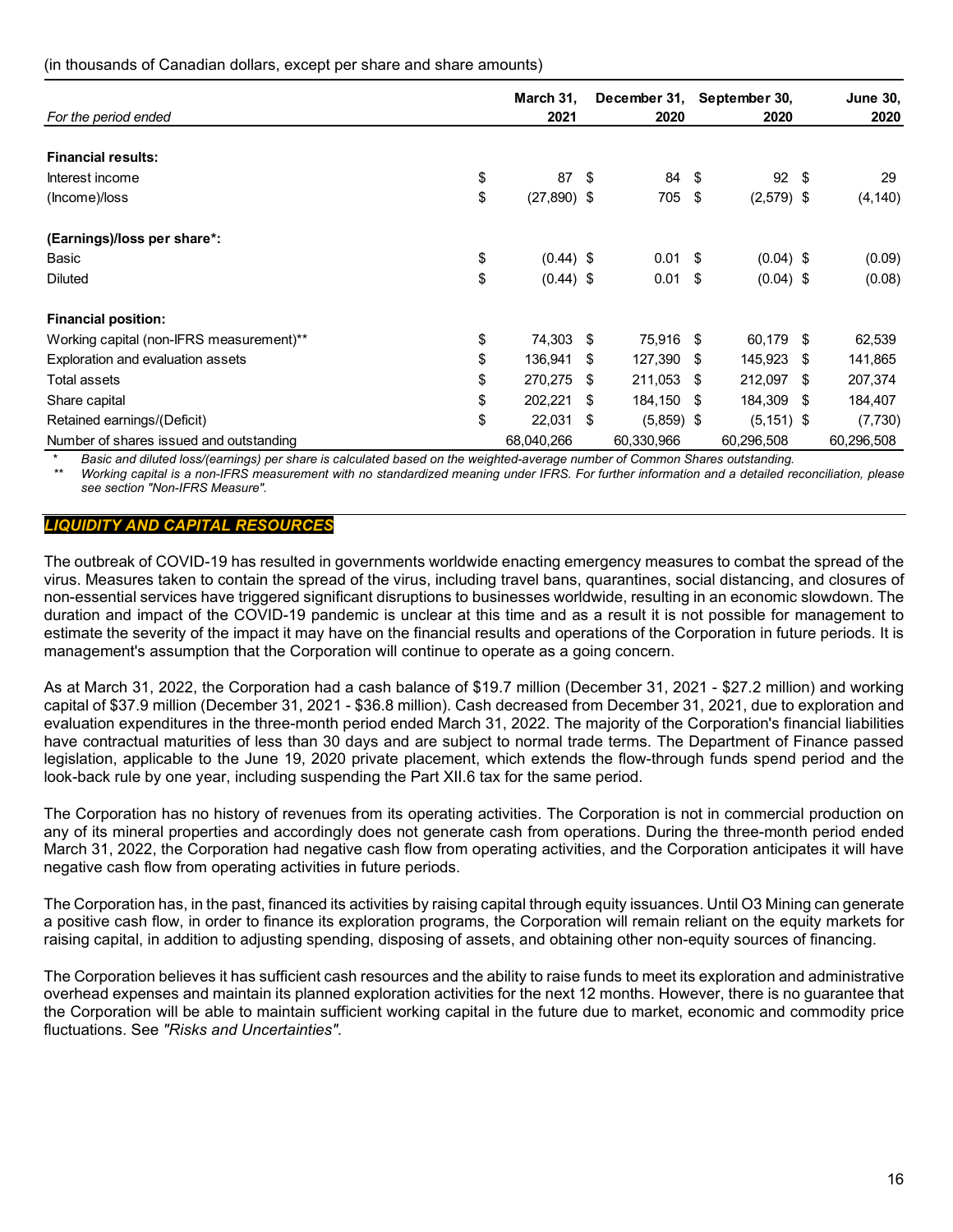(in thousands of Canadian dollars, except per share and share amounts)

| *For the period ended* | March 31, 2021 | December 31, 2020 | September 30, 2020 | June 30, 2020 |
|---|---|---|---|---|
| **Financial results:** | | | | |
| Interest income | $ 87 | $ 84 | $ 92 | $ 29 |
| (Income)/loss | $ (27,890) | $ 705 | $ (2,579) | $ (4,140) |
| **(Earnings)/loss per share*:** | | | | |
| Basic | $ (0.44) | $ 0.01 | $ (0.04) | $ (0.09) |
| Diluted | $ (0.44) | $ 0.01 | $ (0.04) | $ (0.08) |
| **Financial position:** | | | | |
| Working capital (non-IFRS measurement)** | $ 74,303 | $ 75,916 | $ 60,179 | $ 62,539 |
| Exploration and evaluation assets | $ 136,941 | $ 127,390 | $ 145,923 | $ 141,865 |
| Total assets | $ 270,275 | $ 211,053 | $ 212,097 | $ 207,374 |
| Share capital | $ 202,221 | $ 184,150 | $ 184,309 | $ 184,407 |
| Retained earnings/(Deficit) | $ 22,031 | $ (5,859) | $ (5,151) | $ (7,730) |
| Number of shares issued and outstanding | 68,040,266 | 60,330,966 | 60,296,508 | 60,296,508 |

\* *Basic and diluted loss/(earnings) per share is calculated based on the weighted-average number of Common Shares outstanding.*

\*\* *Working capital is a non-IFRS measurement with no standardized meaning under IFRS. For further information and a detailed reconciliation, please see section "Non-IFRS Measure".*

## *LIQUIDITY AND CAPITAL RESOURCES*

The outbreak of COVID-19 has resulted in governments worldwide enacting emergency measures to combat the spread of the virus. Measures taken to contain the spread of the virus, including travel bans, quarantines, social distancing, and closures of non-essential services have triggered significant disruptions to businesses worldwide, resulting in an economic slowdown. The duration and impact of the COVID-19 pandemic is unclear at this time and as a result it is not possible for management to estimate the severity of the impact it may have on the financial results and operations of the Corporation in future periods. It is management's assumption that the Corporation will continue to operate as a going concern.

As at March 31, 2022, the Corporation had a cash balance of $19.7 million (December 31, 2021 - $27.2 million) and working capital of $37.9 million (December 31, 2021 - $36.8 million). Cash decreased from December 31, 2021, due to exploration and evaluation expenditures in the three-month period ended March 31, 2022. The majority of the Corporation's financial liabilities have contractual maturities of less than 30 days and are subject to normal trade terms. The Department of Finance passed legislation, applicable to the June 19, 2020 private placement, which extends the flow-through funds spend period and the look-back rule by one year, including suspending the Part XII.6 tax for the same period.

The Corporation has no history of revenues from its operating activities. The Corporation is not in commercial production on any of its mineral properties and accordingly does not generate cash from operations. During the three-month period ended March 31, 2022, the Corporation had negative cash flow from operating activities, and the Corporation anticipates it will have negative cash flow from operating activities in future periods.

The Corporation has, in the past, financed its activities by raising capital through equity issuances. Until O3 Mining can generate a positive cash flow, in order to finance its exploration programs, the Corporation will remain reliant on the equity markets for raising capital, in addition to adjusting spending, disposing of assets, and obtaining other non-equity sources of financing.

The Corporation believes it has sufficient cash resources and the ability to raise funds to meet its exploration and administrative overhead expenses and maintain its planned exploration activities for the next 12 months. However, there is no guarantee that the Corporation will be able to maintain sufficient working capital in the future due to market, economic and commodity price fluctuations. See *"Risks and Uncertainties"*.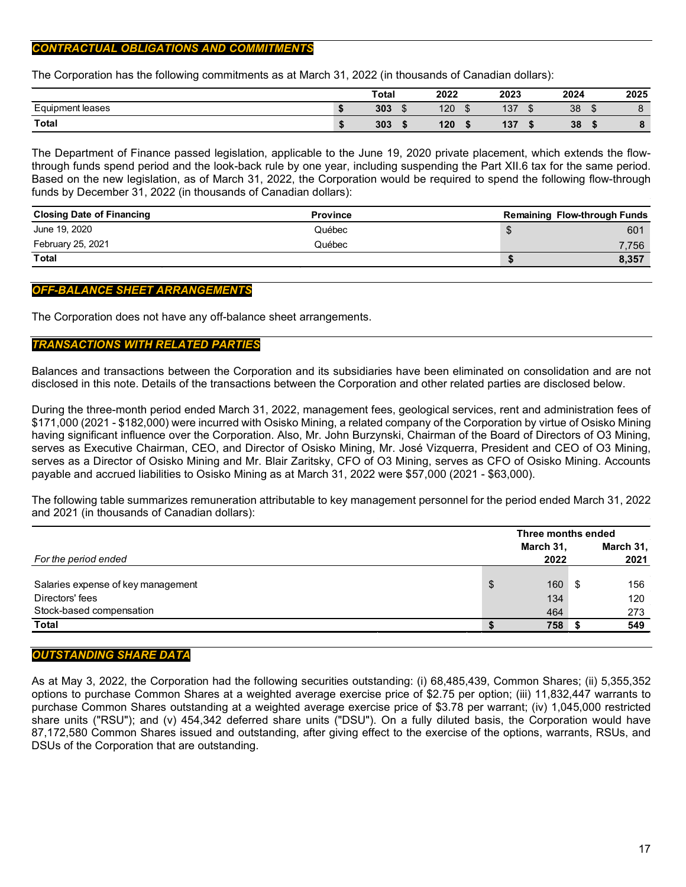## CONTRACTUAL OBLIGATIONS AND COMMITMENTS

The Corporation has the following commitments as at March 31, 2022 (in thousands of Canadian dollars):

| | Total | 2022 | 2023 | 2024 | 2025 |
|---|---|---|---|---|---|
| Equipment leases | $ 303 | $ 120 | $ 137 | $ 38 | $ 8 |
| **Total** | **$ 303** | **$ 120** | **$ 137** | **$ 38** | **$ 8** |

The Department of Finance passed legislation, applicable to the June 19, 2020 private placement, which extends the flow-through funds spend period and the look-back rule by one year, including suspending the Part XII.6 tax for the same period. Based on the new legislation, as of March 31, 2022, the Corporation would be required to spend the following flow-through funds by December 31, 2022 (in thousands of Canadian dollars):

| Closing Date of Financing | Province | Remaining Flow-through Funds |
|---|---|---|
| June 19, 2020 | Québec | $ 601 |
| February 25, 2021 | Québec | 7,756 |
| **Total** | | **$ 8,357** |

## OFF-BALANCE SHEET ARRANGEMENTS

The Corporation does not have any off-balance sheet arrangements.

## TRANSACTIONS WITH RELATED PARTIES

Balances and transactions between the Corporation and its subsidiaries have been eliminated on consolidation and are not disclosed in this note. Details of the transactions between the Corporation and other related parties are disclosed below.

During the three-month period ended March 31, 2022, management fees, geological services, rent and administration fees of $171,000 (2021 - $182,000) were incurred with Osisko Mining, a related company of the Corporation by virtue of Osisko Mining having significant influence over the Corporation. Also, Mr. John Burzynski, Chairman of the Board of Directors of O3 Mining, serves as Executive Chairman, CEO, and Director of Osisko Mining, Mr. José Vizquerra, President and CEO of O3 Mining, serves as a Director of Osisko Mining and Mr. Blair Zaritsky, CFO of O3 Mining, serves as CFO of Osisko Mining. Accounts payable and accrued liabilities to Osisko Mining as at March 31, 2022 were $57,000 (2021 - $63,000).

The following table summarizes remuneration attributable to key management personnel for the period ended March 31, 2022 and 2021 (in thousands of Canadian dollars):

| | Three months ended | |
|---|---|---|
| *For the period ended* | **March 31, 2022** | **March 31, 2021** |
| Salaries expense of key management | $ 160 | $ 156 |
| Directors' fees | 134 | 120 |
| Stock-based compensation | 464 | 273 |
| **Total** | **$ 758** | **$ 549** |

## OUTSTANDING SHARE DATA

As at May 3, 2022, the Corporation had the following securities outstanding: (i) 68,485,439, Common Shares; (ii) 5,355,352 options to purchase Common Shares at a weighted average exercise price of $2.75 per option; (iii) 11,832,447 warrants to purchase Common Shares outstanding at a weighted average exercise price of $3.78 per warrant; (iv) 1,045,000 restricted share units ("RSU"); and (v) 454,342 deferred share units ("DSU"). On a fully diluted basis, the Corporation would have 87,172,580 Common Shares issued and outstanding, after giving effect to the exercise of the options, warrants, RSUs, and DSUs of the Corporation that are outstanding.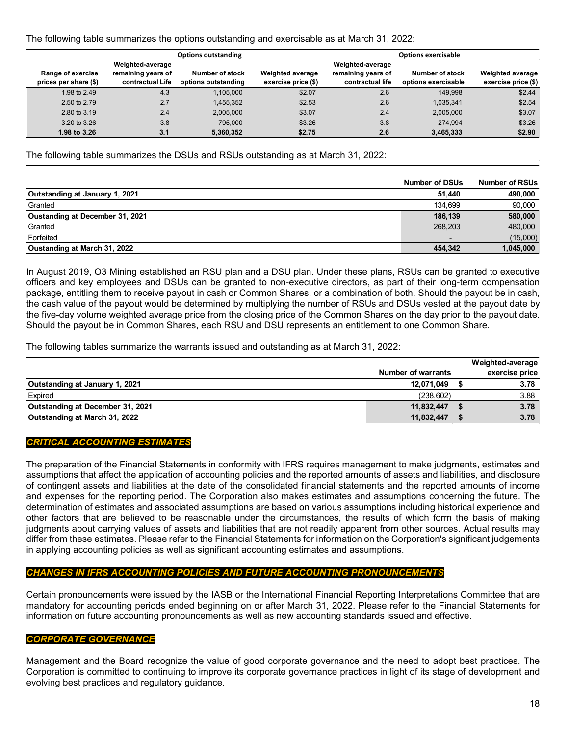The following table summarizes the options outstanding and exercisable as at March 31, 2022:

| | Options outstanding | | | Options exercisable | | |
|---|---|---|---|---|---|---|
| Range of exercise prices per share ($) | Weighted-average remaining years of contractual Life | Number of stock options outstanding | Weighted average exercise price ($) | Weighted-average remaining years of contractual life | Number of stock options exercisable | Weighted average exercise price ($) |
| 1.98 to 2.49 | 4.3 | 1,105,000 | $2.07 | 2.6 | 149,998 | $2.44 |
| 2.50 to 2.79 | 2.7 | 1,455,352 | $2.53 | 2.6 | 1,035,341 | $2.54 |
| 2.80 to 3.19 | 2.4 | 2,005,000 | $3.07 | 2.4 | 2,005,000 | $3.07 |
| 3.20 to 3.26 | 3.8 | 795,000 | $3.26 | 3.8 | 274,994 | $3.26 |
| **1.98 to 3.26** | **3.1** | **5,360,352** | **$2.75** | **2.6** | **3,465,333** | **$2.90** |

The following table summarizes the DSUs and RSUs outstanding as at March 31, 2022:

| | Number of DSUs | Number of RSUs |
|---|---|---|
| **Outstanding at January 1, 2021** | **51,440** | **490,000** |
| Granted | 134,699 | 90,000 |
| **Oustanding at December 31, 2021** | **186,139** | **580,000** |
| Granted | 268,203 | 480,000 |
| Forfeited | - | (15,000) |
| **Oustanding at March 31, 2022** | **454,342** | **1,045,000** |

In August 2019, O3 Mining established an RSU plan and a DSU plan. Under these plans, RSUs can be granted to executive officers and key employees and DSUs can be granted to non-executive directors, as part of their long-term compensation package, entitling them to receive payout in cash or Common Shares, or a combination of both. Should the payout be in cash, the cash value of the payout would be determined by multiplying the number of RSUs and DSUs vested at the payout date by the five-day volume weighted average price from the closing price of the Common Shares on the day prior to the payout date. Should the payout be in Common Shares, each RSU and DSU represents an entitlement to one Common Share.

The following tables summarize the warrants issued and outstanding as at March 31, 2022:

| | Number of warrants | Weighted-average exercise price |
|---|---|---|
| **Outstanding at January 1, 2021** | **12,071,049** | **$ 3.78** |
| Expired | (238,602) | 3.88 |
| **Outstanding at December 31, 2021** | **11,832,447** | **$ 3.78** |
| **Outstanding at March 31, 2022** | **11,832,447** | **$ 3.78** |

## *CRITICAL ACCOUNTING ESTIMATES*

The preparation of the Financial Statements in conformity with IFRS requires management to make judgments, estimates and assumptions that affect the application of accounting policies and the reported amounts of assets and liabilities, and disclosure of contingent assets and liabilities at the date of the consolidated financial statements and the reported amounts of income and expenses for the reporting period. The Corporation also makes estimates and assumptions concerning the future. The determination of estimates and associated assumptions are based on various assumptions including historical experience and other factors that are believed to be reasonable under the circumstances, the results of which form the basis of making judgments about carrying values of assets and liabilities that are not readily apparent from other sources. Actual results may differ from these estimates. Please refer to the Financial Statements for information on the Corporation's significant judgements in applying accounting policies as well as significant accounting estimates and assumptions.

## *CHANGES IN IFRS ACCOUNTING POLICIES AND FUTURE ACCOUNTING PRONOUNCEMENTS*

Certain pronouncements were issued by the IASB or the International Financial Reporting Interpretations Committee that are mandatory for accounting periods ended beginning on or after March 31, 2022. Please refer to the Financial Statements for information on future accounting pronouncements as well as new accounting standards issued and effective.

## *CORPORATE GOVERNANCE*

Management and the Board recognize the value of good corporate governance and the need to adopt best practices. The Corporation is committed to continuing to improve its corporate governance practices in light of its stage of development and evolving best practices and regulatory guidance.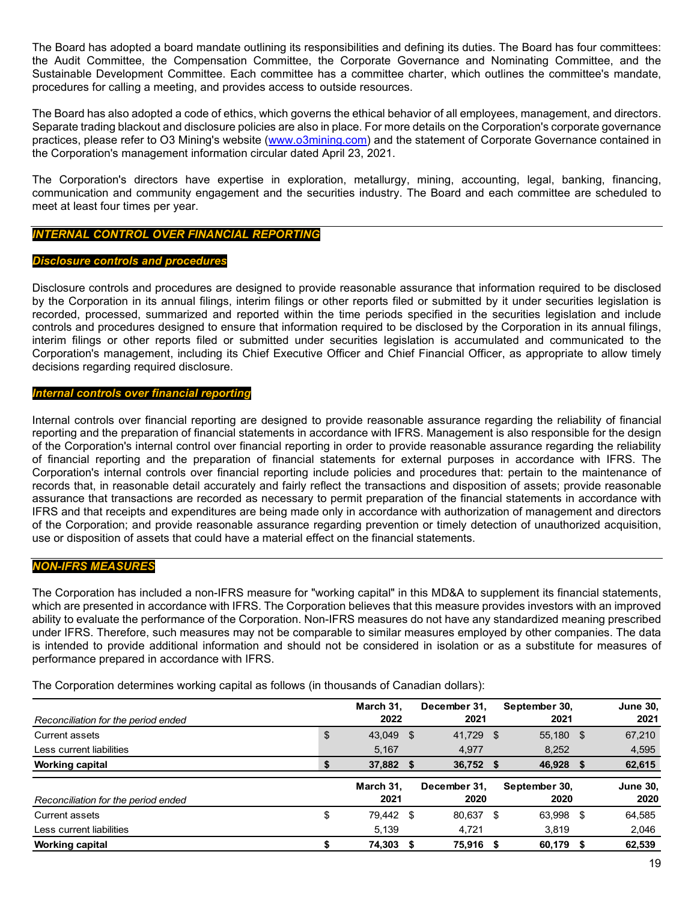The Board has adopted a board mandate outlining its responsibilities and defining its duties. The Board has four committees: the Audit Committee, the Compensation Committee, the Corporate Governance and Nominating Committee, and the Sustainable Development Committee. Each committee has a committee charter, which outlines the committee's mandate, procedures for calling a meeting, and provides access to outside resources.

The Board has also adopted a code of ethics, which governs the ethical behavior of all employees, management, and directors. Separate trading blackout and disclosure policies are also in place. For more details on the Corporation's corporate governance practices, please refer to O3 Mining's website (www.o3mining.com) and the statement of Corporate Governance contained in the Corporation's management information circular dated April 23, 2021.

The Corporation's directors have expertise in exploration, metallurgy, mining, accounting, legal, banking, financing, communication and community engagement and the securities industry. The Board and each committee are scheduled to meet at least four times per year.

## *INTERNAL CONTROL OVER FINANCIAL REPORTING*

### *Disclosure controls and procedures*

Disclosure controls and procedures are designed to provide reasonable assurance that information required to be disclosed by the Corporation in its annual filings, interim filings or other reports filed or submitted by it under securities legislation is recorded, processed, summarized and reported within the time periods specified in the securities legislation and include controls and procedures designed to ensure that information required to be disclosed by the Corporation in its annual filings, interim filings or other reports filed or submitted under securities legislation is accumulated and communicated to the Corporation's management, including its Chief Executive Officer and Chief Financial Officer, as appropriate to allow timely decisions regarding required disclosure.

### *Internal controls over financial reporting*

Internal controls over financial reporting are designed to provide reasonable assurance regarding the reliability of financial reporting and the preparation of financial statements in accordance with IFRS. Management is also responsible for the design of the Corporation's internal control over financial reporting in order to provide reasonable assurance regarding the reliability of financial reporting and the preparation of financial statements for external purposes in accordance with IFRS. The Corporation's internal controls over financial reporting include policies and procedures that: pertain to the maintenance of records that, in reasonable detail accurately and fairly reflect the transactions and disposition of assets; provide reasonable assurance that transactions are recorded as necessary to permit preparation of the financial statements in accordance with IFRS and that receipts and expenditures are being made only in accordance with authorization of management and directors of the Corporation; and provide reasonable assurance regarding prevention or timely detection of unauthorized acquisition, use or disposition of assets that could have a material effect on the financial statements.

## *NON-IFRS MEASURES*

The Corporation has included a non-IFRS measure for "working capital" in this MD&A to supplement its financial statements, which are presented in accordance with IFRS. The Corporation believes that this measure provides investors with an improved ability to evaluate the performance of the Corporation. Non-IFRS measures do not have any standardized meaning prescribed under IFRS. Therefore, such measures may not be comparable to similar measures employed by other companies. The data is intended to provide additional information and should not be considered in isolation or as a substitute for measures of performance prepared in accordance with IFRS.

The Corporation determines working capital as follows (in thousands of Canadian dollars):

| *Reconciliation for the period ended* | March 31, 2022 | December 31, 2021 | September 30, 2021 | June 30, 2021 |
|---|---|---|---|---|
| Current assets | $ 43,049 | $ 41,729 | $ 55,180 | $ 67,210 |
| Less current liabilities | 5,167 | 4,977 | 8,252 | 4,595 |
| **Working capital** | **$ 37,882** | **$ 36,752** | **$ 46,928** | **$ 62,615** |

| *Reconciliation for the period ended* | March 31, 2021 | December 31, 2020 | September 30, 2020 | June 30, 2020 |
|---|---|---|---|---|
| Current assets | $ 79,442 | $ 80,637 | $ 63,998 | $ 64,585 |
| Less current liabilities | 5,139 | 4,721 | 3,819 | 2,046 |
| **Working capital** | **$ 74,303** | **$ 75,916** | **$ 60,179** | **$ 62,539** |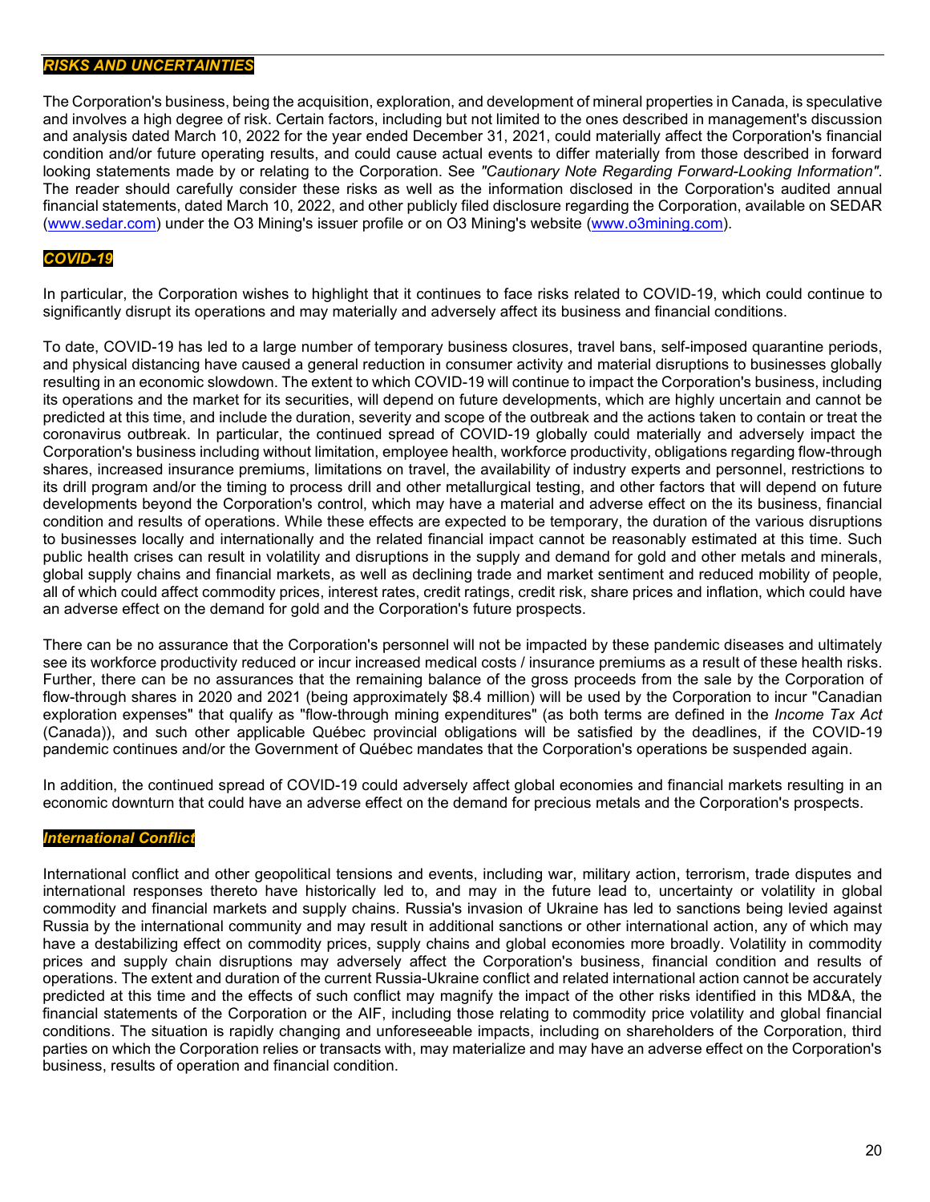## *RISKS AND UNCERTAINTIES*

The Corporation's business, being the acquisition, exploration, and development of mineral properties in Canada, is speculative and involves a high degree of risk. Certain factors, including but not limited to the ones described in management's discussion and analysis dated March 10, 2022 for the year ended December 31, 2021, could materially affect the Corporation's financial condition and/or future operating results, and could cause actual events to differ materially from those described in forward looking statements made by or relating to the Corporation. See *"Cautionary Note Regarding Forward-Looking Information"*. The reader should carefully consider these risks as well as the information disclosed in the Corporation's audited annual financial statements, dated March 10, 2022, and other publicly filed disclosure regarding the Corporation, available on SEDAR (www.sedar.com) under the O3 Mining's issuer profile or on O3 Mining's website (www.o3mining.com).

### *COVID-19*

In particular, the Corporation wishes to highlight that it continues to face risks related to COVID-19, which could continue to significantly disrupt its operations and may materially and adversely affect its business and financial conditions.

To date, COVID-19 has led to a large number of temporary business closures, travel bans, self-imposed quarantine periods, and physical distancing have caused a general reduction in consumer activity and material disruptions to businesses globally resulting in an economic slowdown. The extent to which COVID-19 will continue to impact the Corporation's business, including its operations and the market for its securities, will depend on future developments, which are highly uncertain and cannot be predicted at this time, and include the duration, severity and scope of the outbreak and the actions taken to contain or treat the coronavirus outbreak. In particular, the continued spread of COVID-19 globally could materially and adversely impact the Corporation's business including without limitation, employee health, workforce productivity, obligations regarding flow-through shares, increased insurance premiums, limitations on travel, the availability of industry experts and personnel, restrictions to its drill program and/or the timing to process drill and other metallurgical testing, and other factors that will depend on future developments beyond the Corporation's control, which may have a material and adverse effect on the its business, financial condition and results of operations. While these effects are expected to be temporary, the duration of the various disruptions to businesses locally and internationally and the related financial impact cannot be reasonably estimated at this time. Such public health crises can result in volatility and disruptions in the supply and demand for gold and other metals and minerals, global supply chains and financial markets, as well as declining trade and market sentiment and reduced mobility of people, all of which could affect commodity prices, interest rates, credit ratings, credit risk, share prices and inflation, which could have an adverse effect on the demand for gold and the Corporation's future prospects.

There can be no assurance that the Corporation's personnel will not be impacted by these pandemic diseases and ultimately see its workforce productivity reduced or incur increased medical costs / insurance premiums as a result of these health risks. Further, there can be no assurances that the remaining balance of the gross proceeds from the sale by the Corporation of flow-through shares in 2020 and 2021 (being approximately $8.4 million) will be used by the Corporation to incur "Canadian exploration expenses" that qualify as "flow-through mining expenditures" (as both terms are defined in the *Income Tax Act* (Canada)), and such other applicable Québec provincial obligations will be satisfied by the deadlines, if the COVID-19 pandemic continues and/or the Government of Québec mandates that the Corporation's operations be suspended again.

In addition, the continued spread of COVID-19 could adversely affect global economies and financial markets resulting in an economic downturn that could have an adverse effect on the demand for precious metals and the Corporation's prospects.

### *International Conflict*

International conflict and other geopolitical tensions and events, including war, military action, terrorism, trade disputes and international responses thereto have historically led to, and may in the future lead to, uncertainty or volatility in global commodity and financial markets and supply chains. Russia's invasion of Ukraine has led to sanctions being levied against Russia by the international community and may result in additional sanctions or other international action, any of which may have a destabilizing effect on commodity prices, supply chains and global economies more broadly. Volatility in commodity prices and supply chain disruptions may adversely affect the Corporation's business, financial condition and results of operations. The extent and duration of the current Russia-Ukraine conflict and related international action cannot be accurately predicted at this time and the effects of such conflict may magnify the impact of the other risks identified in this MD&A, the financial statements of the Corporation or the AIF, including those relating to commodity price volatility and global financial conditions. The situation is rapidly changing and unforeseeable impacts, including on shareholders of the Corporation, third parties on which the Corporation relies or transacts with, may materialize and may have an adverse effect on the Corporation's business, results of operation and financial condition.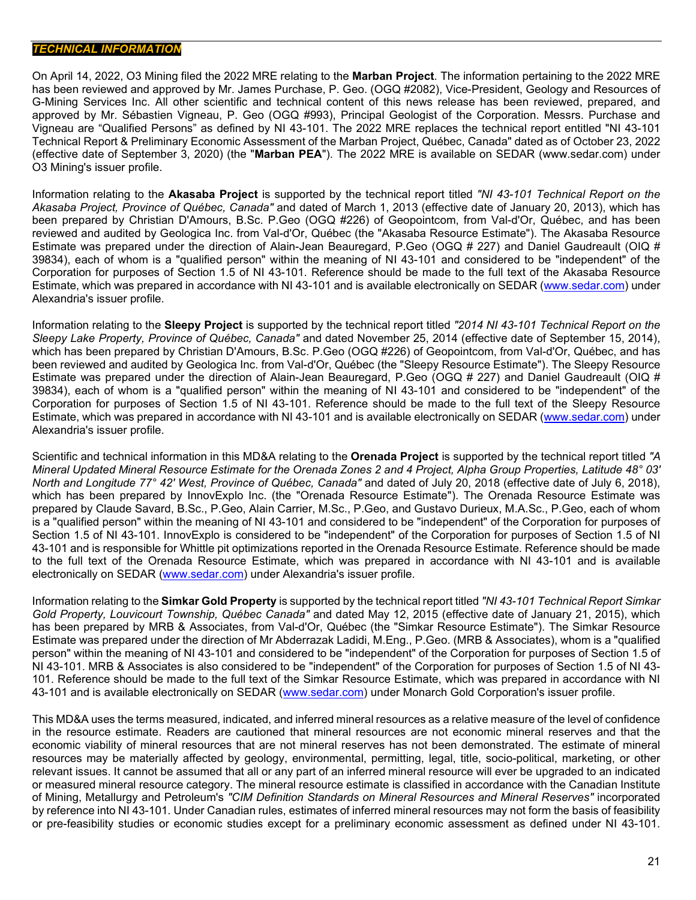## *TECHNICAL INFORMATION*

On April 14, 2022, O3 Mining filed the 2022 MRE relating to the **Marban Project**. The information pertaining to the 2022 MRE has been reviewed and approved by Mr. James Purchase, P. Geo. (OGQ #2082), Vice-President, Geology and Resources of G-Mining Services Inc. All other scientific and technical content of this news release has been reviewed, prepared, and approved by Mr. Sébastien Vigneau, P. Geo (OGQ #993), Principal Geologist of the Corporation. Messrs. Purchase and Vigneau are "Qualified Persons" as defined by NI 43-101. The 2022 MRE replaces the technical report entitled "NI 43-101 Technical Report & Preliminary Economic Assessment of the Marban Project, Québec, Canada" dated as of October 23, 2022 (effective date of September 3, 2020) (the "**Marban PEA**"). The 2022 MRE is available on SEDAR (www.sedar.com) under O3 Mining's issuer profile.

Information relating to the **Akasaba Project** is supported by the technical report titled *"NI 43-101 Technical Report on the Akasaba Project, Province of Québec, Canada"* and dated of March 1, 2013 (effective date of January 20, 2013), which has been prepared by Christian D'Amours, B.Sc. P.Geo (OGQ #226) of Geopointcom, from Val-d'Or, Québec, and has been reviewed and audited by Geologica Inc. from Val-d'Or, Québec (the "Akasaba Resource Estimate"). The Akasaba Resource Estimate was prepared under the direction of Alain-Jean Beauregard, P.Geo (OGQ # 227) and Daniel Gaudreault (OIQ # 39834), each of whom is a "qualified person" within the meaning of NI 43-101 and considered to be "independent" of the Corporation for purposes of Section 1.5 of NI 43-101. Reference should be made to the full text of the Akasaba Resource Estimate, which was prepared in accordance with NI 43-101 and is available electronically on SEDAR (www.sedar.com) under Alexandria's issuer profile.

Information relating to the **Sleepy Project** is supported by the technical report titled *"2014 NI 43-101 Technical Report on the Sleepy Lake Property, Province of Québec, Canada"* and dated November 25, 2014 (effective date of September 15, 2014), which has been prepared by Christian D'Amours, B.Sc. P.Geo (OGQ #226) of Geopointcom, from Val-d'Or, Québec, and has been reviewed and audited by Geologica Inc. from Val-d'Or, Québec (the "Sleepy Resource Estimate"). The Sleepy Resource Estimate was prepared under the direction of Alain-Jean Beauregard, P.Geo (OGQ # 227) and Daniel Gaudreault (OIQ # 39834), each of whom is a "qualified person" within the meaning of NI 43-101 and considered to be "independent" of the Corporation for purposes of Section 1.5 of NI 43-101. Reference should be made to the full text of the Sleepy Resource Estimate, which was prepared in accordance with NI 43-101 and is available electronically on SEDAR (www.sedar.com) under Alexandria's issuer profile.

Scientific and technical information in this MD&A relating to the **Orenada Project** is supported by the technical report titled *"A Mineral Updated Mineral Resource Estimate for the Orenada Zones 2 and 4 Project, Alpha Group Properties, Latitude 48° 03' North and Longitude 77° 42' West, Province of Québec, Canada"* and dated of July 20, 2018 (effective date of July 6, 2018), which has been prepared by InnovExplo Inc. (the "Orenada Resource Estimate"). The Orenada Resource Estimate was prepared by Claude Savard, B.Sc., P.Geo, Alain Carrier, M.Sc., P.Geo, and Gustavo Durieux, M.A.Sc., P.Geo, each of whom is a "qualified person" within the meaning of NI 43-101 and considered to be "independent" of the Corporation for purposes of Section 1.5 of NI 43-101. InnovExplo is considered to be "independent" of the Corporation for purposes of Section 1.5 of NI 43-101 and is responsible for Whittle pit optimizations reported in the Orenada Resource Estimate. Reference should be made to the full text of the Orenada Resource Estimate, which was prepared in accordance with NI 43-101 and is available electronically on SEDAR (www.sedar.com) under Alexandria's issuer profile.

Information relating to the **Simkar Gold Property** is supported by the technical report titled *"NI 43-101 Technical Report Simkar Gold Property, Louvicourt Township, Québec Canada"* and dated May 12, 2015 (effective date of January 21, 2015), which has been prepared by MRB & Associates, from Val-d'Or, Québec (the "Simkar Resource Estimate"). The Simkar Resource Estimate was prepared under the direction of Mr Abderrazak Ladidi, M.Eng., P.Geo. (MRB & Associates), whom is a "qualified person" within the meaning of NI 43-101 and considered to be "independent" of the Corporation for purposes of Section 1.5 of NI 43-101. MRB & Associates is also considered to be "independent" of the Corporation for purposes of Section 1.5 of NI 43-101. Reference should be made to the full text of the Simkar Resource Estimate, which was prepared in accordance with NI 43-101 and is available electronically on SEDAR (www.sedar.com) under Monarch Gold Corporation's issuer profile.

This MD&A uses the terms measured, indicated, and inferred mineral resources as a relative measure of the level of confidence in the resource estimate. Readers are cautioned that mineral resources are not economic mineral reserves and that the economic viability of mineral resources that are not mineral reserves has not been demonstrated. The estimate of mineral resources may be materially affected by geology, environmental, permitting, legal, title, socio-political, marketing, or other relevant issues. It cannot be assumed that all or any part of an inferred mineral resource will ever be upgraded to an indicated or measured mineral resource category. The mineral resource estimate is classified in accordance with the Canadian Institute of Mining, Metallurgy and Petroleum's *"CIM Definition Standards on Mineral Resources and Mineral Reserves"* incorporated by reference into NI 43-101. Under Canadian rules, estimates of inferred mineral resources may not form the basis of feasibility or pre-feasibility studies or economic studies except for a preliminary economic assessment as defined under NI 43-101.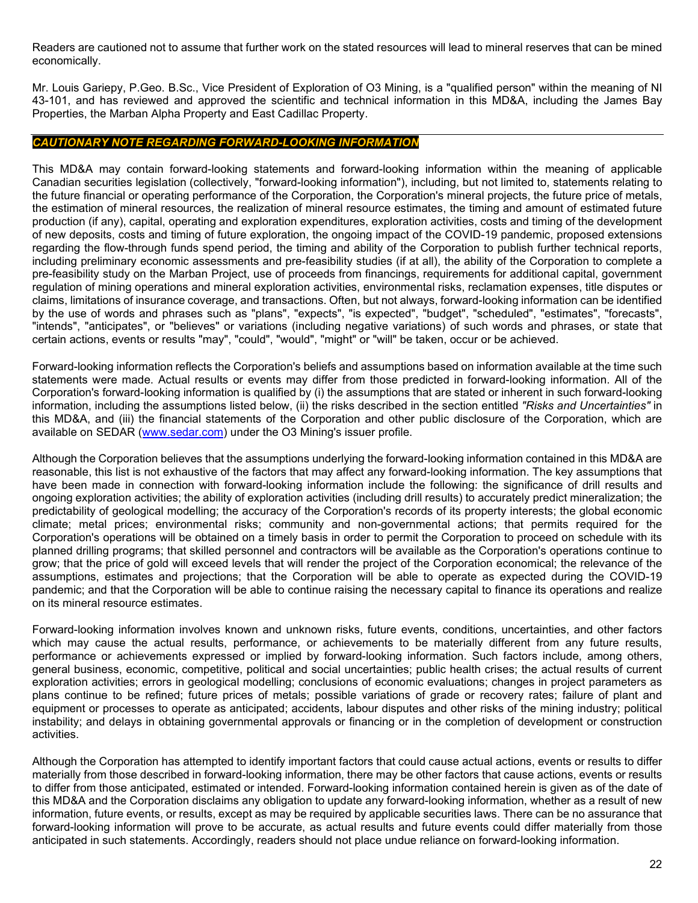Readers are cautioned not to assume that further work on the stated resources will lead to mineral reserves that can be mined economically.

Mr. Louis Gariepy, P.Geo. B.Sc., Vice President of Exploration of O3 Mining, is a "qualified person" within the meaning of NI 43-101, and has reviewed and approved the scientific and technical information in this MD&A, including the James Bay Properties, the Marban Alpha Property and East Cadillac Property.

## *CAUTIONARY NOTE REGARDING FORWARD-LOOKING INFORMATION*

This MD&A may contain forward-looking statements and forward-looking information within the meaning of applicable Canadian securities legislation (collectively, "forward-looking information"), including, but not limited to, statements relating to the future financial or operating performance of the Corporation, the Corporation's mineral projects, the future price of metals, the estimation of mineral resources, the realization of mineral resource estimates, the timing and amount of estimated future production (if any), capital, operating and exploration expenditures, exploration activities, costs and timing of the development of new deposits, costs and timing of future exploration, the ongoing impact of the COVID-19 pandemic, proposed extensions regarding the flow-through funds spend period, the timing and ability of the Corporation to publish further technical reports, including preliminary economic assessments and pre-feasibility studies (if at all), the ability of the Corporation to complete a pre-feasibility study on the Marban Project, use of proceeds from financings, requirements for additional capital, government regulation of mining operations and mineral exploration activities, environmental risks, reclamation expenses, title disputes or claims, limitations of insurance coverage, and transactions. Often, but not always, forward-looking information can be identified by the use of words and phrases such as "plans", "expects", "is expected", "budget", "scheduled", "estimates", "forecasts", "intends", "anticipates", or "believes" or variations (including negative variations) of such words and phrases, or state that certain actions, events or results "may", "could", "would", "might" or "will" be taken, occur or be achieved.

Forward-looking information reflects the Corporation's beliefs and assumptions based on information available at the time such statements were made. Actual results or events may differ from those predicted in forward-looking information. All of the Corporation's forward-looking information is qualified by (i) the assumptions that are stated or inherent in such forward-looking information, including the assumptions listed below, (ii) the risks described in the section entitled *"Risks and Uncertainties"* in this MD&A, and (iii) the financial statements of the Corporation and other public disclosure of the Corporation, which are available on SEDAR (www.sedar.com) under the O3 Mining's issuer profile.

Although the Corporation believes that the assumptions underlying the forward-looking information contained in this MD&A are reasonable, this list is not exhaustive of the factors that may affect any forward-looking information. The key assumptions that have been made in connection with forward-looking information include the following: the significance of drill results and ongoing exploration activities; the ability of exploration activities (including drill results) to accurately predict mineralization; the predictability of geological modelling; the accuracy of the Corporation's records of its property interests; the global economic climate; metal prices; environmental risks; community and non-governmental actions; that permits required for the Corporation's operations will be obtained on a timely basis in order to permit the Corporation to proceed on schedule with its planned drilling programs; that skilled personnel and contractors will be available as the Corporation's operations continue to grow; that the price of gold will exceed levels that will render the project of the Corporation economical; the relevance of the assumptions, estimates and projections; that the Corporation will be able to operate as expected during the COVID-19 pandemic; and that the Corporation will be able to continue raising the necessary capital to finance its operations and realize on its mineral resource estimates.

Forward-looking information involves known and unknown risks, future events, conditions, uncertainties, and other factors which may cause the actual results, performance, or achievements to be materially different from any future results, performance or achievements expressed or implied by forward-looking information. Such factors include, among others, general business, economic, competitive, political and social uncertainties; public health crises; the actual results of current exploration activities; errors in geological modelling; conclusions of economic evaluations; changes in project parameters as plans continue to be refined; future prices of metals; possible variations of grade or recovery rates; failure of plant and equipment or processes to operate as anticipated; accidents, labour disputes and other risks of the mining industry; political instability; and delays in obtaining governmental approvals or financing or in the completion of development or construction activities.

Although the Corporation has attempted to identify important factors that could cause actual actions, events or results to differ materially from those described in forward-looking information, there may be other factors that cause actions, events or results to differ from those anticipated, estimated or intended. Forward-looking information contained herein is given as of the date of this MD&A and the Corporation disclaims any obligation to update any forward-looking information, whether as a result of new information, future events, or results, except as may be required by applicable securities laws. There can be no assurance that forward-looking information will prove to be accurate, as actual results and future events could differ materially from those anticipated in such statements. Accordingly, readers should not place undue reliance on forward-looking information.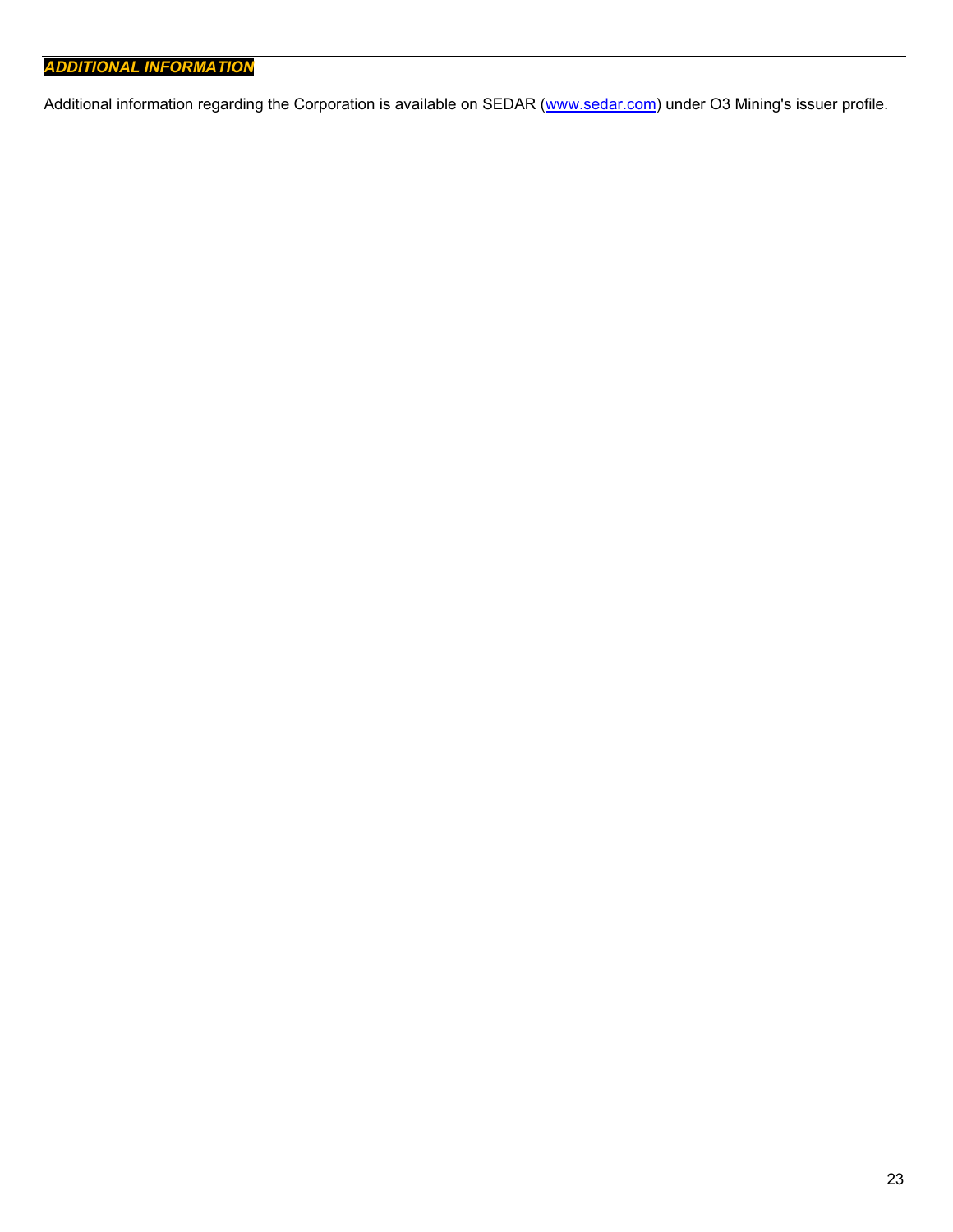## *ADDITIONAL INFORMATION*

Additional information regarding the Corporation is available on SEDAR (www.sedar.com) under O3 Mining's issuer profile.